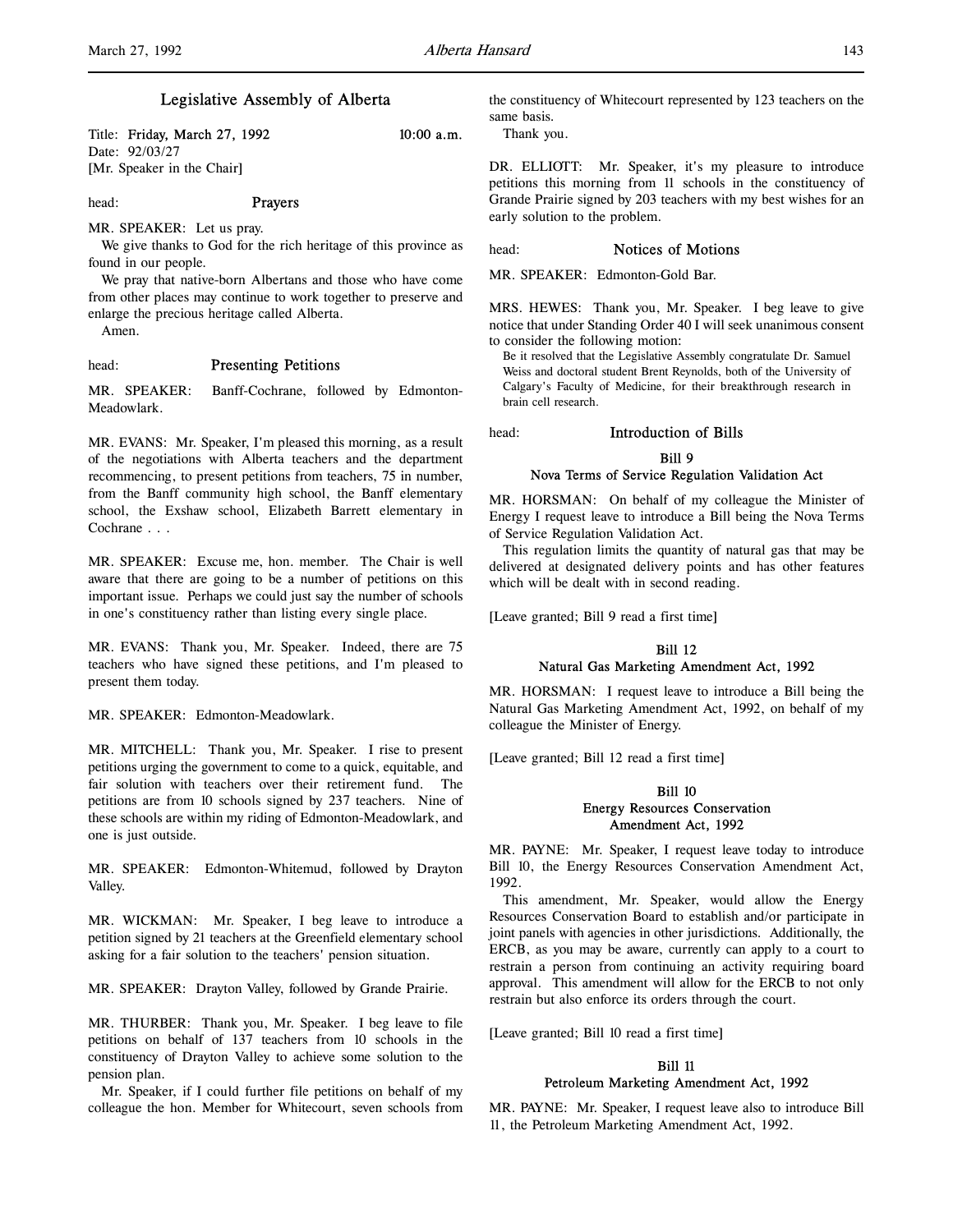# Legislative Assembly of Alberta

Title: **Friday, March 27, 1992** **10:00 a.m.**
Date: 92/03/27
[Mr. Speaker in the Chair]

head: **Prayers**

MR. SPEAKER: Let us pray.

We give thanks to God for the rich heritage of this province as found in our people.

We pray that native-born Albertans and those who have come from other places may continue to work together to preserve and enlarge the precious heritage called Alberta.

Amen.

head: **Presenting Petitions**

MR. SPEAKER: Banff-Cochrane, followed by Edmonton-Meadowlark.

MR. EVANS: Mr. Speaker, I'm pleased this morning, as a result of the negotiations with Alberta teachers and the department recommencing, to present petitions from teachers, 75 in number, from the Banff community high school, the Banff elementary school, the Exshaw school, Elizabeth Barrett elementary in Cochrane . . .

MR. SPEAKER: Excuse me, hon. member. The Chair is well aware that there are going to be a number of petitions on this important issue. Perhaps we could just say the number of schools in one's constituency rather than listing every single place.

MR. EVANS: Thank you, Mr. Speaker. Indeed, there are 75 teachers who have signed these petitions, and I'm pleased to present them today.

MR. SPEAKER: Edmonton-Meadowlark.

MR. MITCHELL: Thank you, Mr. Speaker. I rise to present petitions urging the government to come to a quick, equitable, and fair solution with teachers over their retirement fund. The petitions are from 10 schools signed by 237 teachers. Nine of these schools are within my riding of Edmonton-Meadowlark, and one is just outside.

MR. SPEAKER: Edmonton-Whitemud, followed by Drayton Valley.

MR. WICKMAN: Mr. Speaker, I beg leave to introduce a petition signed by 21 teachers at the Greenfield elementary school asking for a fair solution to the teachers' pension situation.

MR. SPEAKER: Drayton Valley, followed by Grande Prairie.

MR. THURBER: Thank you, Mr. Speaker. I beg leave to file petitions on behalf of 137 teachers from 10 schools in the constituency of Drayton Valley to achieve some solution to the pension plan.

Mr. Speaker, if I could further file petitions on behalf of my colleague the hon. Member for Whitecourt, seven schools from the constituency of Whitecourt represented by 123 teachers on the same basis.

Thank you.

DR. ELLIOTT: Mr. Speaker, it's my pleasure to introduce petitions this morning from 11 schools in the constituency of Grande Prairie signed by 203 teachers with my best wishes for an early solution to the problem.

head: **Notices of Motions**

MR. SPEAKER: Edmonton-Gold Bar.

MRS. HEWES: Thank you, Mr. Speaker. I beg leave to give notice that under Standing Order 40 I will seek unanimous consent to consider the following motion:

> Be it resolved that the Legislative Assembly congratulate Dr. Samuel Weiss and doctoral student Brent Reynolds, both of the University of Calgary's Faculty of Medicine, for their breakthrough research in brain cell research.

head: **Introduction of Bills**

### Bill 9
### Nova Terms of Service Regulation Validation Act

MR. HORSMAN: On behalf of my colleague the Minister of Energy I request leave to introduce a Bill being the Nova Terms of Service Regulation Validation Act.

This regulation limits the quantity of natural gas that may be delivered at designated delivery points and has other features which will be dealt with in second reading.

[Leave granted; Bill 9 read a first time]

### Bill 12
### Natural Gas Marketing Amendment Act, 1992

MR. HORSMAN: I request leave to introduce a Bill being the Natural Gas Marketing Amendment Act, 1992, on behalf of my colleague the Minister of Energy.

[Leave granted; Bill 12 read a first time]

### Bill 10
### Energy Resources Conservation Amendment Act, 1992

MR. PAYNE: Mr. Speaker, I request leave today to introduce Bill 10, the Energy Resources Conservation Amendment Act, 1992.

This amendment, Mr. Speaker, would allow the Energy Resources Conservation Board to establish and/or participate in joint panels with agencies in other jurisdictions. Additionally, the ERCB, as you may be aware, currently can apply to a court to restrain a person from continuing an activity requiring board approval. This amendment will allow for the ERCB to not only restrain but also enforce its orders through the court.

[Leave granted; Bill 10 read a first time]

### Bill 11
### Petroleum Marketing Amendment Act, 1992

MR. PAYNE: Mr. Speaker, I request leave also to introduce Bill 11, the Petroleum Marketing Amendment Act, 1992.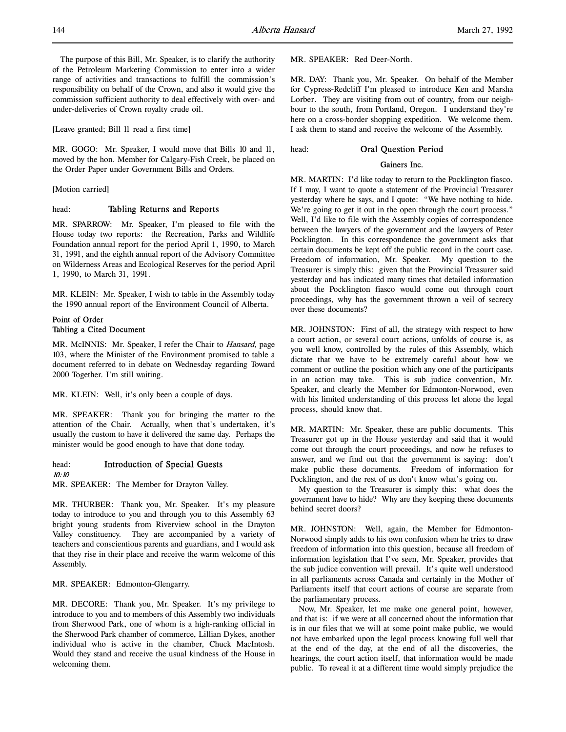The purpose of this Bill, Mr. Speaker, is to clarify the authority of the Petroleum Marketing Commission to enter into a wider range of activities and transactions to fulfill the commission's responsibility on behalf of the Crown, and also it would give the commission sufficient authority to deal effectively with over- and under-deliveries of Crown royalty crude oil.

[Leave granted; Bill 11 read a first time]

MR. GOGO: Mr. Speaker, I would move that Bills 10 and 11, moved by the hon. Member for Calgary-Fish Creek, be placed on the Order Paper under Government Bills and Orders.

[Motion carried]

## head: Tabling Returns and Reports

MR. SPARROW: Mr. Speaker, I'm pleased to file with the House today two reports: the Recreation, Parks and Wildlife Foundation annual report for the period April 1, 1990, to March 31, 1991, and the eighth annual report of the Advisory Committee on Wilderness Areas and Ecological Reserves for the period April 1, 1990, to March 31, 1991.

MR. KLEIN: Mr. Speaker, I wish to table in the Assembly today the 1990 annual report of the Environment Council of Alberta.

### Point of Order
### Tabling a Cited Document

MR. McINNIS: Mr. Speaker, I refer the Chair to *Hansard*, page 103, where the Minister of the Environment promised to table a document referred to in debate on Wednesday regarding Toward 2000 Together. I'm still waiting.

MR. KLEIN: Well, it's only been a couple of days.

MR. SPEAKER: Thank you for bringing the matter to the attention of the Chair. Actually, when that's undertaken, it's usually the custom to have it delivered the same day. Perhaps the minister would be good enough to have that done today.

## head: Introduction of Special Guests

*10:10*

MR. SPEAKER: The Member for Drayton Valley.

MR. THURBER: Thank you, Mr. Speaker. It's my pleasure today to introduce to you and through you to this Assembly 63 bright young students from Riverview school in the Drayton Valley constituency. They are accompanied by a variety of teachers and conscientious parents and guardians, and I would ask that they rise in their place and receive the warm welcome of this Assembly.

MR. SPEAKER: Edmonton-Glengarry.

MR. DECORE: Thank you, Mr. Speaker. It's my privilege to introduce to you and to members of this Assembly two individuals from Sherwood Park, one of whom is a high-ranking official in the Sherwood Park chamber of commerce, Lillian Dykes, another individual who is active in the chamber, Chuck MacIntosh. Would they stand and receive the usual kindness of the House in welcoming them.

MR. SPEAKER: Red Deer-North.

MR. DAY: Thank you, Mr. Speaker. On behalf of the Member for Cypress-Redcliff I'm pleased to introduce Ken and Marsha Lorber. They are visiting from out of country, from our neighbour to the south, from Portland, Oregon. I understand they're here on a cross-border shopping expedition. We welcome them. I ask them to stand and receive the welcome of the Assembly.

## head: Oral Question Period

### Gainers Inc.

MR. MARTIN: I'd like today to return to the Pocklington fiasco. If I may, I want to quote a statement of the Provincial Treasurer yesterday where he says, and I quote: "We have nothing to hide. We're going to get it out in the open through the court process." Well, I'd like to file with the Assembly copies of correspondence between the lawyers of the government and the lawyers of Peter Pocklington. In this correspondence the government asks that certain documents be kept off the public record in the court case. Freedom of information, Mr. Speaker. My question to the Treasurer is simply this: given that the Provincial Treasurer said yesterday and has indicated many times that detailed information about the Pocklington fiasco would come out through court proceedings, why has the government thrown a veil of secrecy over these documents?

MR. JOHNSTON: First of all, the strategy with respect to how a court action, or several court actions, unfolds of course is, as you well know, controlled by the rules of this Assembly, which dictate that we have to be extremely careful about how we comment or outline the position which any one of the participants in an action may take. This is sub judice convention, Mr. Speaker, and clearly the Member for Edmonton-Norwood, even with his limited understanding of this process let alone the legal process, should know that.

MR. MARTIN: Mr. Speaker, these are public documents. This Treasurer got up in the House yesterday and said that it would come out through the court proceedings, and now he refuses to answer, and we find out that the government is saying: don't make public these documents. Freedom of information for Pocklington, and the rest of us don't know what's going on.

My question to the Treasurer is simply this: what does the government have to hide? Why are they keeping these documents behind secret doors?

MR. JOHNSTON: Well, again, the Member for Edmonton-Norwood simply adds to his own confusion when he tries to draw freedom of information into this question, because all freedom of information legislation that I've seen, Mr. Speaker, provides that the sub judice convention will prevail. It's quite well understood in all parliaments across Canada and certainly in the Mother of Parliaments itself that court actions of course are separate from the parliamentary process.

Now, Mr. Speaker, let me make one general point, however, and that is: if we were at all concerned about the information that is in our files that we will at some point make public, we would not have embarked upon the legal process knowing full well that at the end of the day, at the end of all the discoveries, the hearings, the court action itself, that information would be made public. To reveal it at a different time would simply prejudice the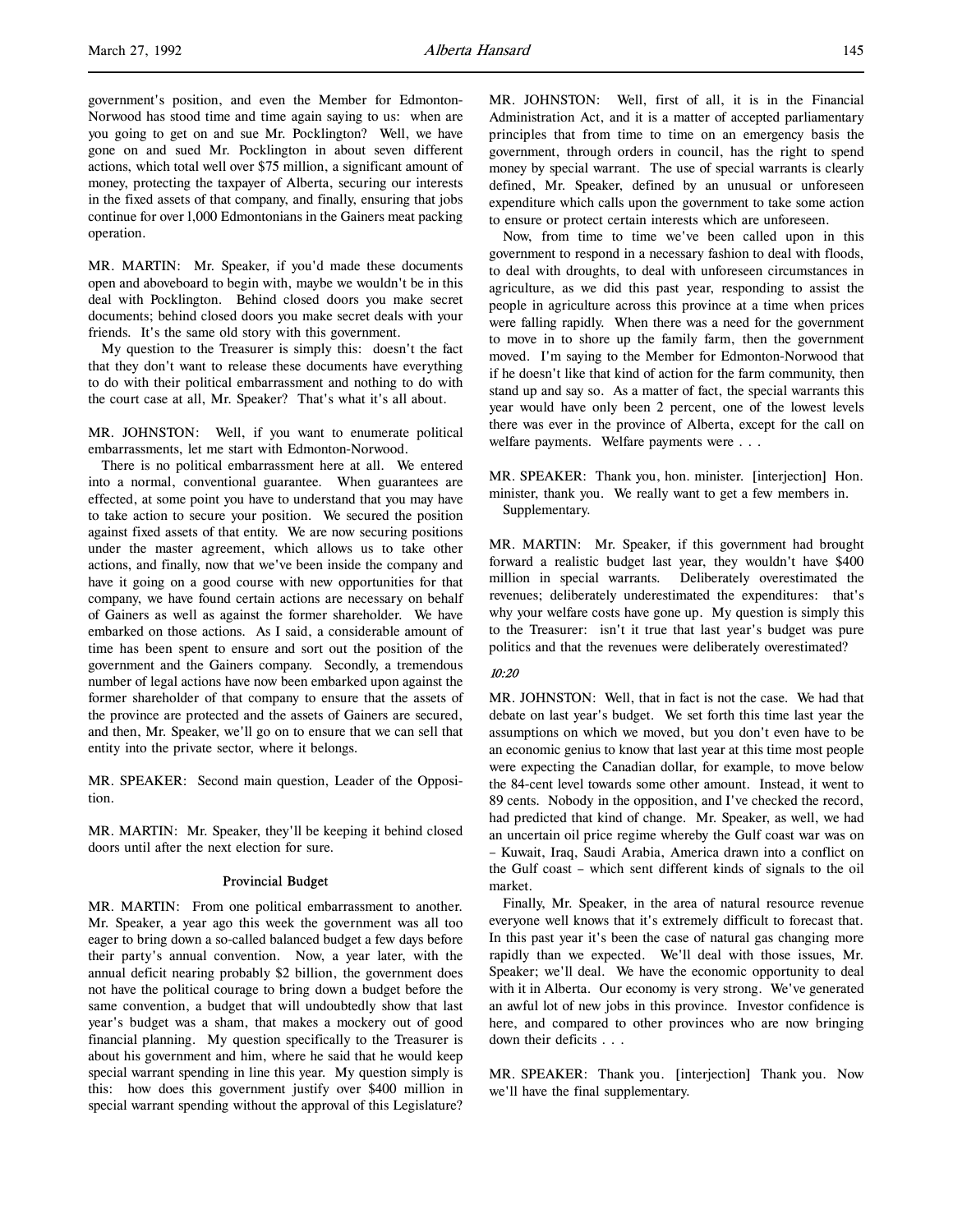government's position, and even the Member for Edmonton-Norwood has stood time and time again saying to us: when are you going to get on and sue Mr. Pocklington? Well, we have gone on and sued Mr. Pocklington in about seven different actions, which total well over $75 million, a significant amount of money, protecting the taxpayer of Alberta, securing our interests in the fixed assets of that company, and finally, ensuring that jobs continue for over 1,000 Edmontonians in the Gainers meat packing operation.

MR. MARTIN: Mr. Speaker, if you'd made these documents open and aboveboard to begin with, maybe we wouldn't be in this deal with Pocklington. Behind closed doors you make secret documents; behind closed doors you make secret deals with your friends. It's the same old story with this government.

My question to the Treasurer is simply this: doesn't the fact that they don't want to release these documents have everything to do with their political embarrassment and nothing to do with the court case at all, Mr. Speaker? That's what it's all about.

MR. JOHNSTON: Well, if you want to enumerate political embarrassments, let me start with Edmonton-Norwood.

There is no political embarrassment here at all. We entered into a normal, conventional guarantee. When guarantees are effected, at some point you have to understand that you may have to take action to secure your position. We secured the position against fixed assets of that entity. We are now securing positions under the master agreement, which allows us to take other actions, and finally, now that we've been inside the company and have it going on a good course with new opportunities for that company, we have found certain actions are necessary on behalf of Gainers as well as against the former shareholder. We have embarked on those actions. As I said, a considerable amount of time has been spent to ensure and sort out the position of the government and the Gainers company. Secondly, a tremendous number of legal actions have now been embarked upon against the former shareholder of that company to ensure that the assets of the province are protected and the assets of Gainers are secured, and then, Mr. Speaker, we'll go on to ensure that we can sell that entity into the private sector, where it belongs.

MR. SPEAKER: Second main question, Leader of the Opposition.

MR. MARTIN: Mr. Speaker, they'll be keeping it behind closed doors until after the next election for sure.

### Provincial Budget

MR. MARTIN: From one political embarrassment to another. Mr. Speaker, a year ago this week the government was all too eager to bring down a so-called balanced budget a few days before their party's annual convention. Now, a year later, with the annual deficit nearing probably $2 billion, the government does not have the political courage to bring down a budget before the same convention, a budget that will undoubtedly show that last year's budget was a sham, that makes a mockery out of good financial planning. My question specifically to the Treasurer is about his government and him, where he said that he would keep special warrant spending in line this year. My question simply is this: how does this government justify over $400 million in special warrant spending without the approval of this Legislature?

MR. JOHNSTON: Well, first of all, it is in the Financial Administration Act, and it is a matter of accepted parliamentary principles that from time to time on an emergency basis the government, through orders in council, has the right to spend money by special warrant. The use of special warrants is clearly defined, Mr. Speaker, defined by an unusual or unforeseen expenditure which calls upon the government to take some action to ensure or protect certain interests which are unforeseen.

Now, from time to time we've been called upon in this government to respond in a necessary fashion to deal with floods, to deal with droughts, to deal with unforeseen circumstances in agriculture, as we did this past year, responding to assist the people in agriculture across this province at a time when prices were falling rapidly. When there was a need for the government to move in to shore up the family farm, then the government moved. I'm saying to the Member for Edmonton-Norwood that if he doesn't like that kind of action for the farm community, then stand up and say so. As a matter of fact, the special warrants this year would have only been 2 percent, one of the lowest levels there was ever in the province of Alberta, except for the call on welfare payments. Welfare payments were . . .

MR. SPEAKER: Thank you, hon. minister. [interjection] Hon. minister, thank you. We really want to get a few members in. Supplementary.

MR. MARTIN: Mr. Speaker, if this government had brought forward a realistic budget last year, they wouldn't have $400 million in special warrants. Deliberately overestimated the revenues; deliberately underestimated the expenditures: that's why your welfare costs have gone up. My question is simply this to the Treasurer: isn't it true that last year's budget was pure politics and that the revenues were deliberately overestimated?

*10:20*

MR. JOHNSTON: Well, that in fact is not the case. We had that debate on last year's budget. We set forth this time last year the assumptions on which we moved, but you don't even have to be an economic genius to know that last year at this time most people were expecting the Canadian dollar, for example, to move below the 84-cent level towards some other amount. Instead, it went to 89 cents. Nobody in the opposition, and I've checked the record, had predicted that kind of change. Mr. Speaker, as well, we had an uncertain oil price regime whereby the Gulf coast war was on – Kuwait, Iraq, Saudi Arabia, America drawn into a conflict on the Gulf coast – which sent different kinds of signals to the oil market.

Finally, Mr. Speaker, in the area of natural resource revenue everyone well knows that it's extremely difficult to forecast that. In this past year it's been the case of natural gas changing more rapidly than we expected. We'll deal with those issues, Mr. Speaker; we'll deal. We have the economic opportunity to deal with it in Alberta. Our economy is very strong. We've generated an awful lot of new jobs in this province. Investor confidence is here, and compared to other provinces who are now bringing down their deficits . . .

MR. SPEAKER: Thank you. [interjection] Thank you. Now we'll have the final supplementary.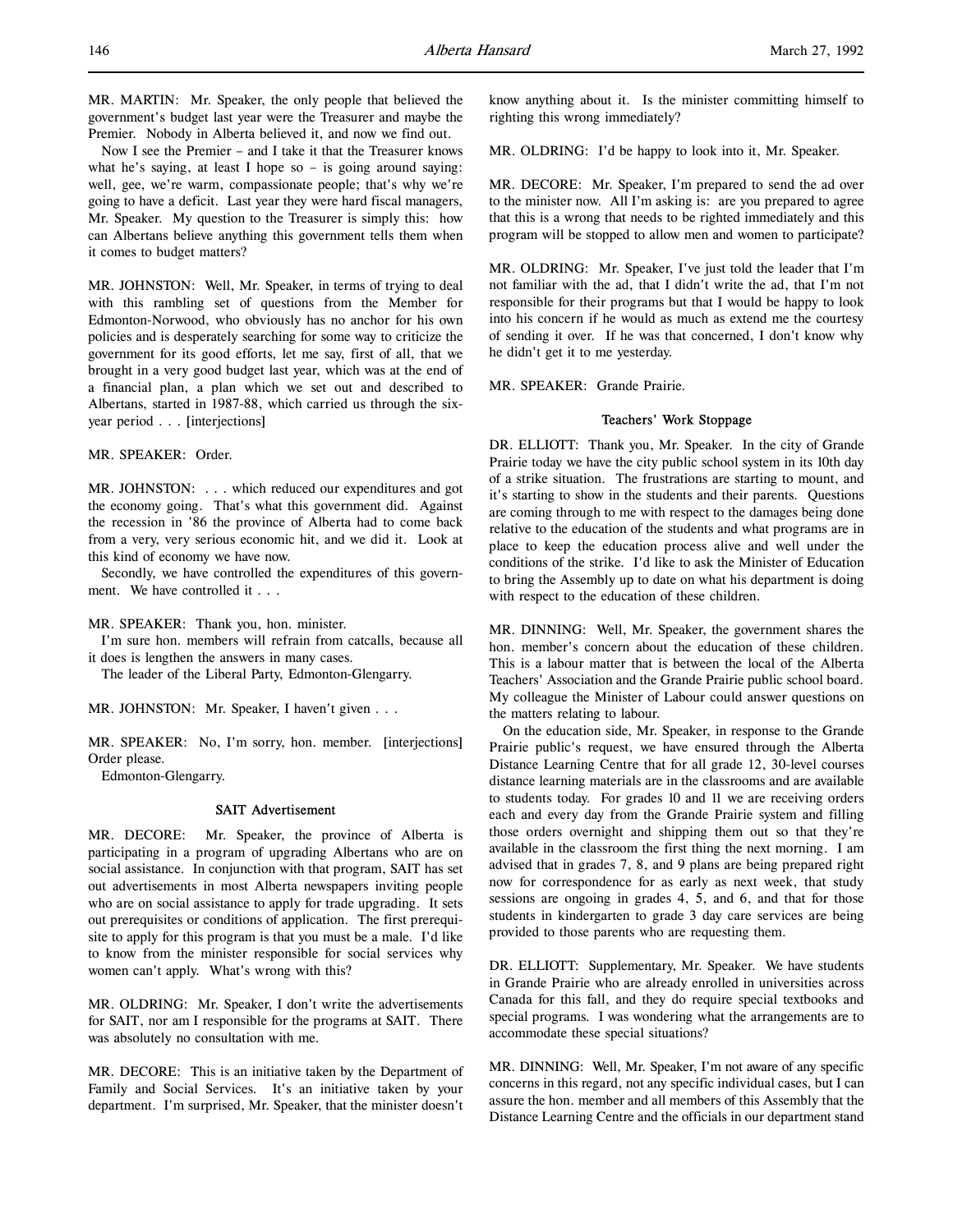MR. MARTIN: Mr. Speaker, the only people that believed the government's budget last year were the Treasurer and maybe the Premier. Nobody in Alberta believed it, and now we find out.

Now I see the Premier – and I take it that the Treasurer knows what he's saying, at least I hope so – is going around saying: well, gee, we're warm, compassionate people; that's why we're going to have a deficit. Last year they were hard fiscal managers, Mr. Speaker. My question to the Treasurer is simply this: how can Albertans believe anything this government tells them when it comes to budget matters?

MR. JOHNSTON: Well, Mr. Speaker, in terms of trying to deal with this rambling set of questions from the Member for Edmonton-Norwood, who obviously has no anchor for his own policies and is desperately searching for some way to criticize the government for its good efforts, let me say, first of all, that we brought in a very good budget last year, which was at the end of a financial plan, a plan which we set out and described to Albertans, started in 1987-88, which carried us through the six-year period . . . [interjections]

MR. SPEAKER: Order.

MR. JOHNSTON: . . . which reduced our expenditures and got the economy going. That's what this government did. Against the recession in '86 the province of Alberta had to come back from a very, very serious economic hit, and we did it. Look at this kind of economy we have now.

Secondly, we have controlled the expenditures of this government. We have controlled it . . .

MR. SPEAKER: Thank you, hon. minister.

I'm sure hon. members will refrain from catcalls, because all it does is lengthen the answers in many cases.

The leader of the Liberal Party, Edmonton-Glengarry.

MR. JOHNSTON: Mr. Speaker, I haven't given . . .

MR. SPEAKER: No, I'm sorry, hon. member. [interjections] Order please.

Edmonton-Glengarry.

### SAIT Advertisement

MR. DECORE: Mr. Speaker, the province of Alberta is participating in a program of upgrading Albertans who are on social assistance. In conjunction with that program, SAIT has set out advertisements in most Alberta newspapers inviting people who are on social assistance to apply for trade upgrading. It sets out prerequisites or conditions of application. The first prerequisite to apply for this program is that you must be a male. I'd like to know from the minister responsible for social services why women can't apply. What's wrong with this?

MR. OLDRING: Mr. Speaker, I don't write the advertisements for SAIT, nor am I responsible for the programs at SAIT. There was absolutely no consultation with me.

MR. DECORE: This is an initiative taken by the Department of Family and Social Services. It's an initiative taken by your department. I'm surprised, Mr. Speaker, that the minister doesn't know anything about it. Is the minister committing himself to righting this wrong immediately?

MR. OLDRING: I'd be happy to look into it, Mr. Speaker.

MR. DECORE: Mr. Speaker, I'm prepared to send the ad over to the minister now. All I'm asking is: are you prepared to agree that this is a wrong that needs to be righted immediately and this program will be stopped to allow men and women to participate?

MR. OLDRING: Mr. Speaker, I've just told the leader that I'm not familiar with the ad, that I didn't write the ad, that I'm not responsible for their programs but that I would be happy to look into his concern if he would as much as extend me the courtesy of sending it over. If he was that concerned, I don't know why he didn't get it to me yesterday.

MR. SPEAKER: Grande Prairie.

### Teachers' Work Stoppage

DR. ELLIOTT: Thank you, Mr. Speaker. In the city of Grande Prairie today we have the city public school system in its 10th day of a strike situation. The frustrations are starting to mount, and it's starting to show in the students and their parents. Questions are coming through to me with respect to the damages being done relative to the education of the students and what programs are in place to keep the education process alive and well under the conditions of the strike. I'd like to ask the Minister of Education to bring the Assembly up to date on what his department is doing with respect to the education of these children.

MR. DINNING: Well, Mr. Speaker, the government shares the hon. member's concern about the education of these children. This is a labour matter that is between the local of the Alberta Teachers' Association and the Grande Prairie public school board. My colleague the Minister of Labour could answer questions on the matters relating to labour.

On the education side, Mr. Speaker, in response to the Grande Prairie public's request, we have ensured through the Alberta Distance Learning Centre that for all grade 12, 30-level courses distance learning materials are in the classrooms and are available to students today. For grades 10 and 11 we are receiving orders each and every day from the Grande Prairie system and filling those orders overnight and shipping them out so that they're available in the classroom the first thing the next morning. I am advised that in grades 7, 8, and 9 plans are being prepared right now for correspondence for as early as next week, that study sessions are ongoing in grades 4, 5, and 6, and that for those students in kindergarten to grade 3 day care services are being provided to those parents who are requesting them.

DR. ELLIOTT: Supplementary, Mr. Speaker. We have students in Grande Prairie who are already enrolled in universities across Canada for this fall, and they do require special textbooks and special programs. I was wondering what the arrangements are to accommodate these special situations?

MR. DINNING: Well, Mr. Speaker, I'm not aware of any specific concerns in this regard, not any specific individual cases, but I can assure the hon. member and all members of this Assembly that the Distance Learning Centre and the officials in our department stand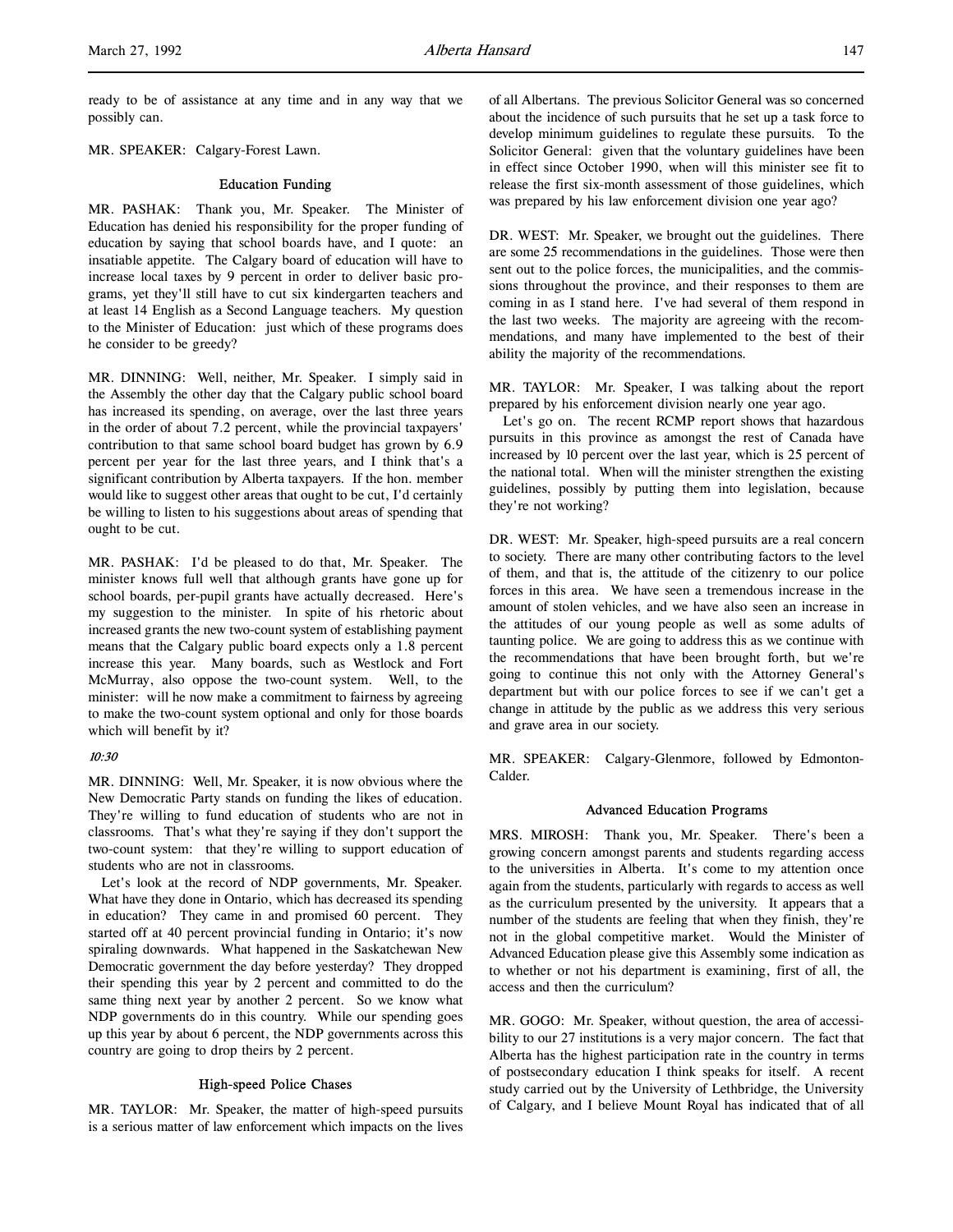ready to be of assistance at any time and in any way that we possibly can.

MR. SPEAKER: Calgary-Forest Lawn.

### Education Funding

MR. PASHAK: Thank you, Mr. Speaker. The Minister of Education has denied his responsibility for the proper funding of education by saying that school boards have, and I quote: an insatiable appetite. The Calgary board of education will have to increase local taxes by 9 percent in order to deliver basic programs, yet they'll still have to cut six kindergarten teachers and at least 14 English as a Second Language teachers. My question to the Minister of Education: just which of these programs does he consider to be greedy?

MR. DINNING: Well, neither, Mr. Speaker. I simply said in the Assembly the other day that the Calgary public school board has increased its spending, on average, over the last three years in the order of about 7.2 percent, while the provincial taxpayers' contribution to that same school board budget has grown by 6.9 percent per year for the last three years, and I think that's a significant contribution by Alberta taxpayers. If the hon. member would like to suggest other areas that ought to be cut, I'd certainly be willing to listen to his suggestions about areas of spending that ought to be cut.

MR. PASHAK: I'd be pleased to do that, Mr. Speaker. The minister knows full well that although grants have gone up for school boards, per-pupil grants have actually decreased. Here's my suggestion to the minister. In spite of his rhetoric about increased grants the new two-count system of establishing payment means that the Calgary public board expects only a 1.8 percent increase this year. Many boards, such as Westlock and Fort McMurray, also oppose the two-count system. Well, to the minister: will he now make a commitment to fairness by agreeing to make the two-count system optional and only for those boards which will benefit by it?

*10:30*

MR. DINNING: Well, Mr. Speaker, it is now obvious where the New Democratic Party stands on funding the likes of education. They're willing to fund education of students who are not in classrooms. That's what they're saying if they don't support the two-count system: that they're willing to support education of students who are not in classrooms.

Let's look at the record of NDP governments, Mr. Speaker. What have they done in Ontario, which has decreased its spending in education? They came in and promised 60 percent. They started off at 40 percent provincial funding in Ontario; it's now spiraling downwards. What happened in the Saskatchewan New Democratic government the day before yesterday? They dropped their spending this year by 2 percent and committed to do the same thing next year by another 2 percent. So we know what NDP governments do in this country. While our spending goes up this year by about 6 percent, the NDP governments across this country are going to drop theirs by 2 percent.

### High-speed Police Chases

MR. TAYLOR: Mr. Speaker, the matter of high-speed pursuits is a serious matter of law enforcement which impacts on the lives of all Albertans. The previous Solicitor General was so concerned about the incidence of such pursuits that he set up a task force to develop minimum guidelines to regulate these pursuits. To the Solicitor General: given that the voluntary guidelines have been in effect since October 1990, when will this minister see fit to release the first six-month assessment of those guidelines, which was prepared by his law enforcement division one year ago?

DR. WEST: Mr. Speaker, we brought out the guidelines. There are some 25 recommendations in the guidelines. Those were then sent out to the police forces, the municipalities, and the commissions throughout the province, and their responses to them are coming in as I stand here. I've had several of them respond in the last two weeks. The majority are agreeing with the recommendations, and many have implemented to the best of their ability the majority of the recommendations.

MR. TAYLOR: Mr. Speaker, I was talking about the report prepared by his enforcement division nearly one year ago.

Let's go on. The recent RCMP report shows that hazardous pursuits in this province as amongst the rest of Canada have increased by 10 percent over the last year, which is 25 percent of the national total. When will the minister strengthen the existing guidelines, possibly by putting them into legislation, because they're not working?

DR. WEST: Mr. Speaker, high-speed pursuits are a real concern to society. There are many other contributing factors to the level of them, and that is, the attitude of the citizenry to our police forces in this area. We have seen a tremendous increase in the amount of stolen vehicles, and we have also seen an increase in the attitudes of our young people as well as some adults of taunting police. We are going to address this as we continue with the recommendations that have been brought forth, but we're going to continue this not only with the Attorney General's department but with our police forces to see if we can't get a change in attitude by the public as we address this very serious and grave area in our society.

MR. SPEAKER: Calgary-Glenmore, followed by Edmonton-Calder.

### Advanced Education Programs

MRS. MIROSH: Thank you, Mr. Speaker. There's been a growing concern amongst parents and students regarding access to the universities in Alberta. It's come to my attention once again from the students, particularly with regards to access as well as the curriculum presented by the university. It appears that a number of the students are feeling that when they finish, they're not in the global competitive market. Would the Minister of Advanced Education please give this Assembly some indication as to whether or not his department is examining, first of all, the access and then the curriculum?

MR. GOGO: Mr. Speaker, without question, the area of accessibility to our 27 institutions is a very major concern. The fact that Alberta has the highest participation rate in the country in terms of postsecondary education I think speaks for itself. A recent study carried out by the University of Lethbridge, the University of Calgary, and I believe Mount Royal has indicated that of all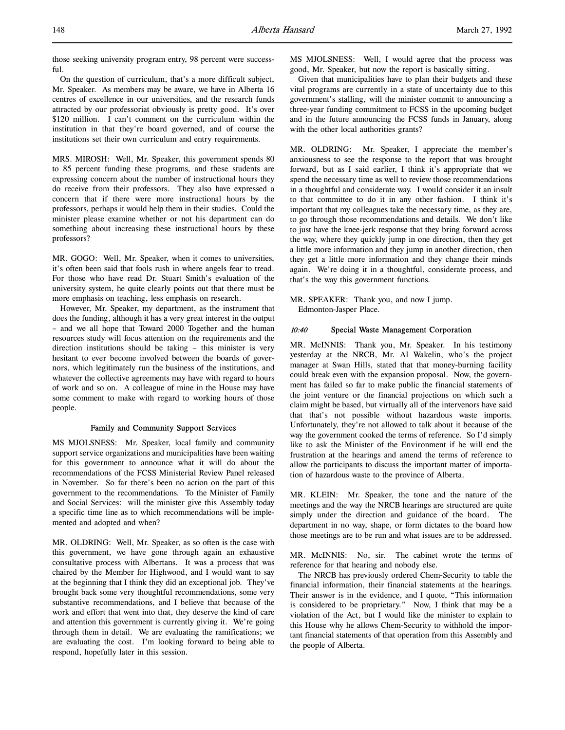those seeking university program entry, 98 percent were successful.

On the question of curriculum, that's a more difficult subject, Mr. Speaker. As members may be aware, we have in Alberta 16 centres of excellence in our universities, and the research funds attracted by our professoriat obviously is pretty good. It's over $120 million. I can't comment on the curriculum within the institution in that they're board governed, and of course the institutions set their own curriculum and entry requirements.

MRS. MIROSH: Well, Mr. Speaker, this government spends 80 to 85 percent funding these programs, and these students are expressing concern about the number of instructional hours they do receive from their professors. They also have expressed a concern that if there were more instructional hours by the professors, perhaps it would help them in their studies. Could the minister please examine whether or not his department can do something about increasing these instructional hours by these professors?

MR. GOGO: Well, Mr. Speaker, when it comes to universities, it's often been said that fools rush in where angels fear to tread. For those who have read Dr. Stuart Smith's evaluation of the university system, he quite clearly points out that there must be more emphasis on teaching, less emphasis on research.

However, Mr. Speaker, my department, as the instrument that does the funding, although it has a very great interest in the output – and we all hope that Toward 2000 Together and the human resources study will focus attention on the requirements and the direction institutions should be taking – this minister is very hesitant to ever become involved between the boards of governors, which legitimately run the business of the institutions, and whatever the collective agreements may have with regard to hours of work and so on. A colleague of mine in the House may have some comment to make with regard to working hours of those people.

### Family and Community Support Services

MS MJOLSNESS: Mr. Speaker, local family and community support service organizations and municipalities have been waiting for this government to announce what it will do about the recommendations of the FCSS Ministerial Review Panel released in November. So far there's been no action on the part of this government to the recommendations. To the Minister of Family and Social Services: will the minister give this Assembly today a specific time line as to which recommendations will be implemented and adopted and when?

MR. OLDRING: Well, Mr. Speaker, as so often is the case with this government, we have gone through again an exhaustive consultative process with Albertans. It was a process that was chaired by the Member for Highwood, and I would want to say at the beginning that I think they did an exceptional job. They've brought back some very thoughtful recommendations, some very substantive recommendations, and I believe that because of the work and effort that went into that, they deserve the kind of care and attention this government is currently giving it. We're going through them in detail. We are evaluating the ramifications; we are evaluating the cost. I'm looking forward to being able to respond, hopefully later in this session.

MS MJOLSNESS: Well, I would agree that the process was good, Mr. Speaker, but now the report is basically sitting.

Given that municipalities have to plan their budgets and these vital programs are currently in a state of uncertainty due to this government's stalling, will the minister commit to announcing a three-year funding commitment to FCSS in the upcoming budget and in the future announcing the FCSS funds in January, along with the other local authorities grants?

MR. OLDRING: Mr. Speaker, I appreciate the member's anxiousness to see the response to the report that was brought forward, but as I said earlier, I think it's appropriate that we spend the necessary time as well to review those recommendations in a thoughtful and considerate way. I would consider it an insult to that committee to do it in any other fashion. I think it's important that my colleagues take the necessary time, as they are, to go through those recommendations and details. We don't like to just have the knee-jerk response that they bring forward across the way, where they quickly jump in one direction, then they get a little more information and they jump in another direction, then they get a little more information and they change their minds again. We're doing it in a thoughtful, considerate process, and that's the way this government functions.

MR. SPEAKER: Thank you, and now I jump.
Edmonton-Jasper Place.

### *10:40* Special Waste Management Corporation

MR. McINNIS: Thank you, Mr. Speaker. In his testimony yesterday at the NRCB, Mr. Al Wakelin, who's the project manager at Swan Hills, stated that that money-burning facility could break even with the expansion proposal. Now, the government has failed so far to make public the financial statements of the joint venture or the financial projections on which such a claim might be based, but virtually all of the intervenors have said that that's not possible without hazardous waste imports. Unfortunately, they're not allowed to talk about it because of the way the government cooked the terms of reference. So I'd simply like to ask the Minister of the Environment if he will end the frustration at the hearings and amend the terms of reference to allow the participants to discuss the important matter of importation of hazardous waste to the province of Alberta.

MR. KLEIN: Mr. Speaker, the tone and the nature of the meetings and the way the NRCB hearings are structured are quite simply under the direction and guidance of the board. The department in no way, shape, or form dictates to the board how those meetings are to be run and what issues are to be addressed.

MR. McINNIS: No, sir. The cabinet wrote the terms of reference for that hearing and nobody else.

The NRCB has previously ordered Chem-Security to table the financial information, their financial statements at the hearings. Their answer is in the evidence, and I quote, "This information is considered to be proprietary." Now, I think that may be a violation of the Act, but I would like the minister to explain to this House why he allows Chem-Security to withhold the important financial statements of that operation from this Assembly and the people of Alberta.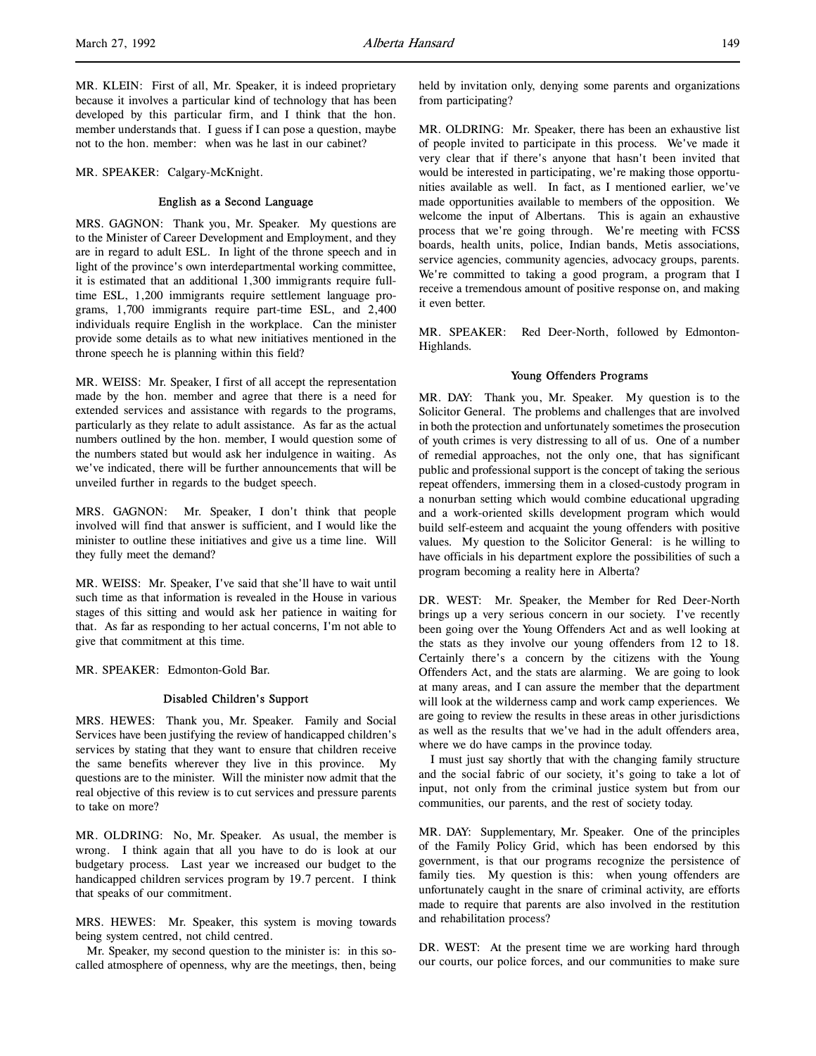MR. KLEIN: First of all, Mr. Speaker, it is indeed proprietary because it involves a particular kind of technology that has been developed by this particular firm, and I think that the hon. member understands that. I guess if I can pose a question, maybe not to the hon. member: when was he last in our cabinet?

MR. SPEAKER: Calgary-McKnight.

### English as a Second Language

MRS. GAGNON: Thank you, Mr. Speaker. My questions are to the Minister of Career Development and Employment, and they are in regard to adult ESL. In light of the throne speech and in light of the province's own interdepartmental working committee, it is estimated that an additional 1,300 immigrants require full-time ESL, 1,200 immigrants require settlement language programs, 1,700 immigrants require part-time ESL, and 2,400 individuals require English in the workplace. Can the minister provide some details as to what new initiatives mentioned in the throne speech he is planning within this field?

MR. WEISS: Mr. Speaker, I first of all accept the representation made by the hon. member and agree that there is a need for extended services and assistance with regards to the programs, particularly as they relate to adult assistance. As far as the actual numbers outlined by the hon. member, I would question some of the numbers stated but would ask her indulgence in waiting. As we've indicated, there will be further announcements that will be unveiled further in regards to the budget speech.

MRS. GAGNON: Mr. Speaker, I don't think that people involved will find that answer is sufficient, and I would like the minister to outline these initiatives and give us a time line. Will they fully meet the demand?

MR. WEISS: Mr. Speaker, I've said that she'll have to wait until such time as that information is revealed in the House in various stages of this sitting and would ask her patience in waiting for that. As far as responding to her actual concerns, I'm not able to give that commitment at this time.

MR. SPEAKER: Edmonton-Gold Bar.

### Disabled Children's Support

MRS. HEWES: Thank you, Mr. Speaker. Family and Social Services have been justifying the review of handicapped children's services by stating that they want to ensure that children receive the same benefits wherever they live in this province. My questions are to the minister. Will the minister now admit that the real objective of this review is to cut services and pressure parents to take on more?

MR. OLDRING: No, Mr. Speaker. As usual, the member is wrong. I think again that all you have to do is look at our budgetary process. Last year we increased our budget to the handicapped children services program by 19.7 percent. I think that speaks of our commitment.

MRS. HEWES: Mr. Speaker, this system is moving towards being system centred, not child centred.

Mr. Speaker, my second question to the minister is: in this so-called atmosphere of openness, why are the meetings, then, being held by invitation only, denying some parents and organizations from participating?

MR. OLDRING: Mr. Speaker, there has been an exhaustive list of people invited to participate in this process. We've made it very clear that if there's anyone that hasn't been invited that would be interested in participating, we're making those opportunities available as well. In fact, as I mentioned earlier, we've made opportunities available to members of the opposition. We welcome the input of Albertans. This is again an exhaustive process that we're going through. We're meeting with FCSS boards, health units, police, Indian bands, Metis associations, service agencies, community agencies, advocacy groups, parents. We're committed to taking a good program, a program that I receive a tremendous amount of positive response on, and making it even better.

MR. SPEAKER: Red Deer-North, followed by Edmonton-Highlands.

### Young Offenders Programs

MR. DAY: Thank you, Mr. Speaker. My question is to the Solicitor General. The problems and challenges that are involved in both the protection and unfortunately sometimes the prosecution of youth crimes is very distressing to all of us. One of a number of remedial approaches, not the only one, that has significant public and professional support is the concept of taking the serious repeat offenders, immersing them in a closed-custody program in a nonurban setting which would combine educational upgrading and a work-oriented skills development program which would build self-esteem and acquaint the young offenders with positive values. My question to the Solicitor General: is he willing to have officials in his department explore the possibilities of such a program becoming a reality here in Alberta?

DR. WEST: Mr. Speaker, the Member for Red Deer-North brings up a very serious concern in our society. I've recently been going over the Young Offenders Act and as well looking at the stats as they involve our young offenders from 12 to 18. Certainly there's a concern by the citizens with the Young Offenders Act, and the stats are alarming. We are going to look at many areas, and I can assure the member that the department will look at the wilderness camp and work camp experiences. We are going to review the results in these areas in other jurisdictions as well as the results that we've had in the adult offenders area, where we do have camps in the province today.

I must just say shortly that with the changing family structure and the social fabric of our society, it's going to take a lot of input, not only from the criminal justice system but from our communities, our parents, and the rest of society today.

MR. DAY: Supplementary, Mr. Speaker. One of the principles of the Family Policy Grid, which has been endorsed by this government, is that our programs recognize the persistence of family ties. My question is this: when young offenders are unfortunately caught in the snare of criminal activity, are efforts made to require that parents are also involved in the restitution and rehabilitation process?

DR. WEST: At the present time we are working hard through our courts, our police forces, and our communities to make sure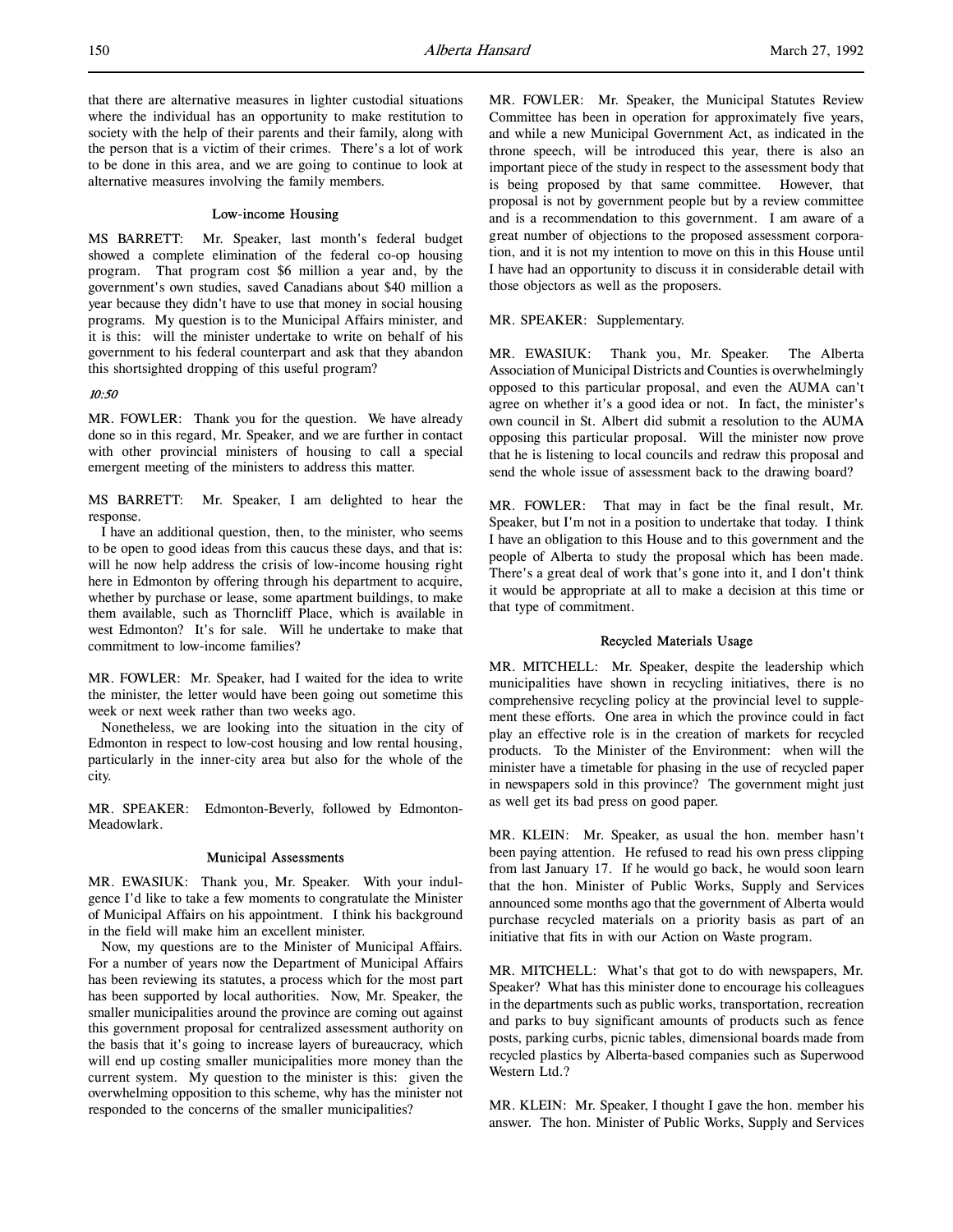that there are alternative measures in lighter custodial situations where the individual has an opportunity to make restitution to society with the help of their parents and their family, along with the person that is a victim of their crimes. There's a lot of work to be done in this area, and we are going to continue to look at alternative measures involving the family members.

### Low-income Housing

MS BARRETT: Mr. Speaker, last month's federal budget showed a complete elimination of the federal co-op housing program. That program cost $6 million a year and, by the government's own studies, saved Canadians about $40 million a year because they didn't have to use that money in social housing programs. My question is to the Municipal Affairs minister, and it is this: will the minister undertake to write on behalf of his government to his federal counterpart and ask that they abandon this shortsighted dropping of this useful program?

*10:50*

MR. FOWLER: Thank you for the question. We have already done so in this regard, Mr. Speaker, and we are further in contact with other provincial ministers of housing to call a special emergent meeting of the ministers to address this matter.

MS BARRETT: Mr. Speaker, I am delighted to hear the response.

I have an additional question, then, to the minister, who seems to be open to good ideas from this caucus these days, and that is: will he now help address the crisis of low-income housing right here in Edmonton by offering through his department to acquire, whether by purchase or lease, some apartment buildings, to make them available, such as Thorncliff Place, which is available in west Edmonton? It's for sale. Will he undertake to make that commitment to low-income families?

MR. FOWLER: Mr. Speaker, had I waited for the idea to write the minister, the letter would have been going out sometime this week or next week rather than two weeks ago.

Nonetheless, we are looking into the situation in the city of Edmonton in respect to low-cost housing and low rental housing, particularly in the inner-city area but also for the whole of the city.

MR. SPEAKER: Edmonton-Beverly, followed by Edmonton-Meadowlark.

### Municipal Assessments

MR. EWASIUK: Thank you, Mr. Speaker. With your indulgence I'd like to take a few moments to congratulate the Minister of Municipal Affairs on his appointment. I think his background in the field will make him an excellent minister.

Now, my questions are to the Minister of Municipal Affairs. For a number of years now the Department of Municipal Affairs has been reviewing its statutes, a process which for the most part has been supported by local authorities. Now, Mr. Speaker, the smaller municipalities around the province are coming out against this government proposal for centralized assessment authority on the basis that it's going to increase layers of bureaucracy, which will end up costing smaller municipalities more money than the current system. My question to the minister is this: given the overwhelming opposition to this scheme, why has the minister not responded to the concerns of the smaller municipalities?

MR. FOWLER: Mr. Speaker, the Municipal Statutes Review Committee has been in operation for approximately five years, and while a new Municipal Government Act, as indicated in the throne speech, will be introduced this year, there is also an important piece of the study in respect to the assessment body that is being proposed by that same committee. However, that proposal is not by government people but by a review committee and is a recommendation to this government. I am aware of a great number of objections to the proposed assessment corporation, and it is not my intention to move on this in this House until I have had an opportunity to discuss it in considerable detail with those objectors as well as the proposers.

MR. SPEAKER: Supplementary.

MR. EWASIUK: Thank you, Mr. Speaker. The Alberta Association of Municipal Districts and Counties is overwhelmingly opposed to this particular proposal, and even the AUMA can't agree on whether it's a good idea or not. In fact, the minister's own council in St. Albert did submit a resolution to the AUMA opposing this particular proposal. Will the minister now prove that he is listening to local councils and redraw this proposal and send the whole issue of assessment back to the drawing board?

MR. FOWLER: That may in fact be the final result, Mr. Speaker, but I'm not in a position to undertake that today. I think I have an obligation to this House and to this government and the people of Alberta to study the proposal which has been made. There's a great deal of work that's gone into it, and I don't think it would be appropriate at all to make a decision at this time or that type of commitment.

### Recycled Materials Usage

MR. MITCHELL: Mr. Speaker, despite the leadership which municipalities have shown in recycling initiatives, there is no comprehensive recycling policy at the provincial level to supplement these efforts. One area in which the province could in fact play an effective role is in the creation of markets for recycled products. To the Minister of the Environment: when will the minister have a timetable for phasing in the use of recycled paper in newspapers sold in this province? The government might just as well get its bad press on good paper.

MR. KLEIN: Mr. Speaker, as usual the hon. member hasn't been paying attention. He refused to read his own press clipping from last January 17. If he would go back, he would soon learn that the hon. Minister of Public Works, Supply and Services announced some months ago that the government of Alberta would purchase recycled materials on a priority basis as part of an initiative that fits in with our Action on Waste program.

MR. MITCHELL: What's that got to do with newspapers, Mr. Speaker? What has this minister done to encourage his colleagues in the departments such as public works, transportation, recreation and parks to buy significant amounts of products such as fence posts, parking curbs, picnic tables, dimensional boards made from recycled plastics by Alberta-based companies such as Superwood Western Ltd.?

MR. KLEIN: Mr. Speaker, I thought I gave the hon. member his answer. The hon. Minister of Public Works, Supply and Services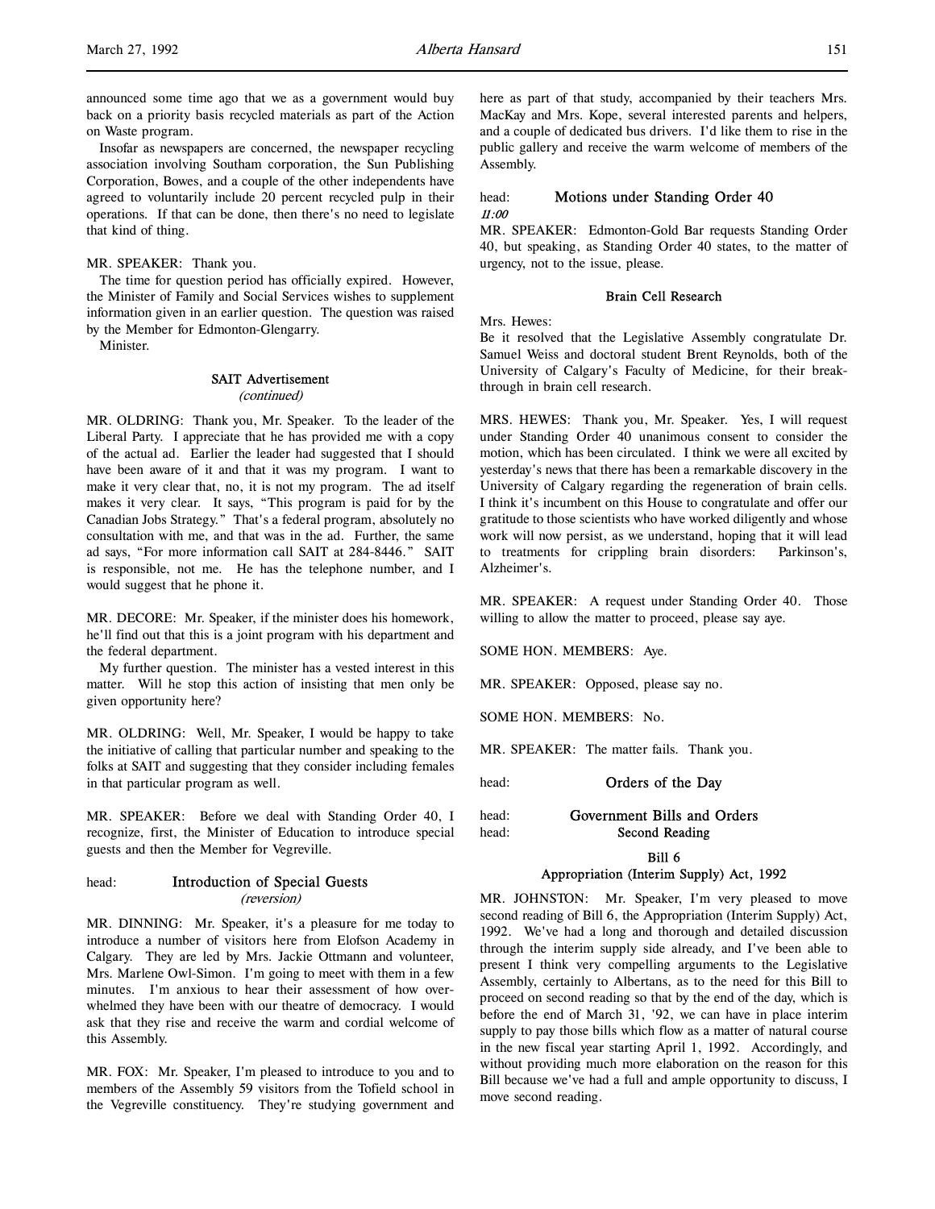announced some time ago that we as a government would buy back on a priority basis recycled materials as part of the Action on Waste program.

Insofar as newspapers are concerned, the newspaper recycling association involving Southam corporation, the Sun Publishing Corporation, Bowes, and a couple of the other independents have agreed to voluntarily include 20 percent recycled pulp in their operations. If that can be done, then there's no need to legislate that kind of thing.

MR. SPEAKER: Thank you.

The time for question period has officially expired. However, the Minister of Family and Social Services wishes to supplement information given in an earlier question. The question was raised by the Member for Edmonton-Glengarry.

Minister.

### SAIT Advertisement
*(continued)*

MR. OLDRING: Thank you, Mr. Speaker. To the leader of the Liberal Party. I appreciate that he has provided me with a copy of the actual ad. Earlier the leader had suggested that I should have been aware of it and that it was my program. I want to make it very clear that, no, it is not my program. The ad itself makes it very clear. It says, "This program is paid for by the Canadian Jobs Strategy." That's a federal program, absolutely no consultation with me, and that was in the ad. Further, the same ad says, "For more information call SAIT at 284-8446." SAIT is responsible, not me. He has the telephone number, and I would suggest that he phone it.

MR. DECORE: Mr. Speaker, if the minister does his homework, he'll find out that this is a joint program with his department and the federal department.

My further question. The minister has a vested interest in this matter. Will he stop this action of insisting that men only be given opportunity here?

MR. OLDRING: Well, Mr. Speaker, I would be happy to take the initiative of calling that particular number and speaking to the folks at SAIT and suggesting that they consider including females in that particular program as well.

MR. SPEAKER: Before we deal with Standing Order 40, I recognize, first, the Minister of Education to introduce special guests and then the Member for Vegreville.

## head: Introduction of Special Guests
*(reversion)*

MR. DINNING: Mr. Speaker, it's a pleasure for me today to introduce a number of visitors here from Elofson Academy in Calgary. They are led by Mrs. Jackie Ottmann and volunteer, Mrs. Marlene Owl-Simon. I'm going to meet with them in a few minutes. I'm anxious to hear their assessment of how overwhelmed they have been with our theatre of democracy. I would ask that they rise and receive the warm and cordial welcome of this Assembly.

MR. FOX: Mr. Speaker, I'm pleased to introduce to you and to members of the Assembly 59 visitors from the Tofield school in the Vegreville constituency. They're studying government and here as part of that study, accompanied by their teachers Mrs. MacKay and Mrs. Kope, several interested parents and helpers, and a couple of dedicated bus drivers. I'd like them to rise in the public gallery and receive the warm welcome of members of the Assembly.

## head: Motions under Standing Order 40

*11:00*

MR. SPEAKER: Edmonton-Gold Bar requests Standing Order 40, but speaking, as Standing Order 40 states, to the matter of urgency, not to the issue, please.

### Brain Cell Research

Mrs. Hewes:
Be it resolved that the Legislative Assembly congratulate Dr. Samuel Weiss and doctoral student Brent Reynolds, both of the University of Calgary's Faculty of Medicine, for their breakthrough in brain cell research.

MRS. HEWES: Thank you, Mr. Speaker. Yes, I will request under Standing Order 40 unanimous consent to consider the motion, which has been circulated. I think we were all excited by yesterday's news that there has been a remarkable discovery in the University of Calgary regarding the regeneration of brain cells. I think it's incumbent on this House to congratulate and offer our gratitude to those scientists who have worked diligently and whose work will now persist, as we understand, hoping that it will lead to treatments for crippling brain disorders: Parkinson's, Alzheimer's.

MR. SPEAKER: A request under Standing Order 40. Those willing to allow the matter to proceed, please say aye.

SOME HON. MEMBERS: Aye.

MR. SPEAKER: Opposed, please say no.

SOME HON. MEMBERS: No.

MR. SPEAKER: The matter fails. Thank you.

## head: Orders of the Day

## head: Government Bills and Orders
## head: Second Reading

### Bill 6
### Appropriation (Interim Supply) Act, 1992

MR. JOHNSTON: Mr. Speaker, I'm very pleased to move second reading of Bill 6, the Appropriation (Interim Supply) Act, 1992. We've had a long and thorough and detailed discussion through the interim supply side already, and I've been able to present I think very compelling arguments to the Legislative Assembly, certainly to Albertans, as to the need for this Bill to proceed on second reading so that by the end of the day, which is before the end of March 31, '92, we can have in place interim supply to pay those bills which flow as a matter of natural course in the new fiscal year starting April 1, 1992. Accordingly, and without providing much more elaboration on the reason for this Bill because we've had a full and ample opportunity to discuss, I move second reading.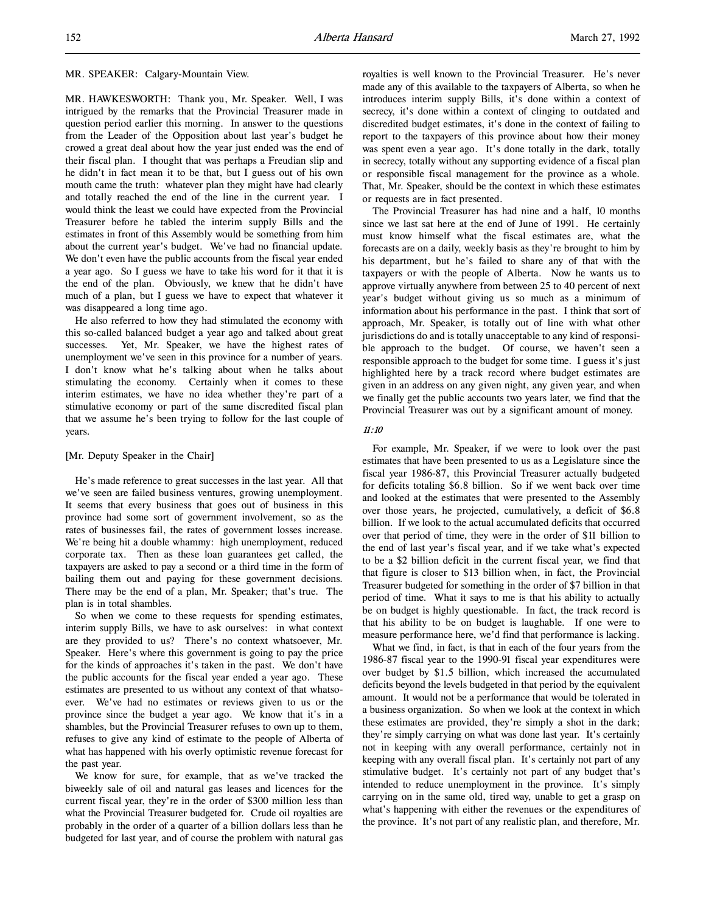MR. SPEAKER: Calgary-Mountain View.

MR. HAWKESWORTH: Thank you, Mr. Speaker. Well, I was intrigued by the remarks that the Provincial Treasurer made in question period earlier this morning. In answer to the questions from the Leader of the Opposition about last year's budget he crowed a great deal about how the year just ended was the end of their fiscal plan. I thought that was perhaps a Freudian slip and he didn't in fact mean it to be that, but I guess out of his own mouth came the truth: whatever plan they might have had clearly and totally reached the end of the line in the current year. I would think the least we could have expected from the Provincial Treasurer before he tabled the interim supply Bills and the estimates in front of this Assembly would be something from him about the current year's budget. We've had no financial update. We don't even have the public accounts from the fiscal year ended a year ago. So I guess we have to take his word for it that it is the end of the plan. Obviously, we knew that he didn't have much of a plan, but I guess we have to expect that whatever it was disappeared a long time ago.

He also referred to how they had stimulated the economy with this so-called balanced budget a year ago and talked about great successes. Yet, Mr. Speaker, we have the highest rates of unemployment we've seen in this province for a number of years. I don't know what he's talking about when he talks about stimulating the economy. Certainly when it comes to these interim estimates, we have no idea whether they're part of a stimulative economy or part of the same discredited fiscal plan that we assume he's been trying to follow for the last couple of years.

[Mr. Deputy Speaker in the Chair]

He's made reference to great successes in the last year. All that we've seen are failed business ventures, growing unemployment. It seems that every business that goes out of business in this province had some sort of government involvement, so as the rates of businesses fail, the rates of government losses increase. We're being hit a double whammy: high unemployment, reduced corporate tax. Then as these loan guarantees get called, the taxpayers are asked to pay a second or a third time in the form of bailing them out and paying for these government decisions. There may be the end of a plan, Mr. Speaker; that's true. The plan is in total shambles.

So when we come to these requests for spending estimates, interim supply Bills, we have to ask ourselves: in what context are they provided to us? There's no context whatsoever, Mr. Speaker. Here's where this government is going to pay the price for the kinds of approaches it's taken in the past. We don't have the public accounts for the fiscal year ended a year ago. These estimates are presented to us without any context of that whatsoever. We've had no estimates or reviews given to us or the province since the budget a year ago. We know that it's in a shambles, but the Provincial Treasurer refuses to own up to them, refuses to give any kind of estimate to the people of Alberta of what has happened with his overly optimistic revenue forecast for the past year.

We know for sure, for example, that as we've tracked the biweekly sale of oil and natural gas leases and licences for the current fiscal year, they're in the order of $300 million less than what the Provincial Treasurer budgeted for. Crude oil royalties are probably in the order of a quarter of a billion dollars less than he budgeted for last year, and of course the problem with natural gas royalties is well known to the Provincial Treasurer. He's never made any of this available to the taxpayers of Alberta, so when he introduces interim supply Bills, it's done within a context of secrecy, it's done within a context of clinging to outdated and discredited budget estimates, it's done in the context of failing to report to the taxpayers of this province about how their money was spent even a year ago. It's done totally in the dark, totally in secrecy, totally without any supporting evidence of a fiscal plan or responsible fiscal management for the province as a whole. That, Mr. Speaker, should be the context in which these estimates or requests are in fact presented.

The Provincial Treasurer has had nine and a half, 10 months since we last sat here at the end of June of 1991. He certainly must know himself what the fiscal estimates are, what the forecasts are on a daily, weekly basis as they're brought to him by his department, but he's failed to share any of that with the taxpayers or with the people of Alberta. Now he wants us to approve virtually anywhere from between 25 to 40 percent of next year's budget without giving us so much as a minimum of information about his performance in the past. I think that sort of approach, Mr. Speaker, is totally out of line with what other jurisdictions do and is totally unacceptable to any kind of responsible approach to the budget. Of course, we haven't seen a responsible approach to the budget for some time. I guess it's just highlighted here by a track record where budget estimates are given in an address on any given night, any given year, and when we finally get the public accounts two years later, we find that the Provincial Treasurer was out by a significant amount of money.

*11:10*

For example, Mr. Speaker, if we were to look over the past estimates that have been presented to us as a Legislature since the fiscal year 1986-87, this Provincial Treasurer actually budgeted for deficits totaling $6.8 billion. So if we went back over time and looked at the estimates that were presented to the Assembly over those years, he projected, cumulatively, a deficit of $6.8 billion. If we look to the actual accumulated deficits that occurred over that period of time, they were in the order of $11 billion to the end of last year's fiscal year, and if we take what's expected to be a $2 billion deficit in the current fiscal year, we find that that figure is closer to $13 billion when, in fact, the Provincial Treasurer budgeted for something in the order of $7 billion in that period of time. What it says to me is that his ability to actually be on budget is highly questionable. In fact, the track record is that his ability to be on budget is laughable. If one were to measure performance here, we'd find that performance is lacking.

What we find, in fact, is that in each of the four years from the 1986-87 fiscal year to the 1990-91 fiscal year expenditures were over budget by $1.5 billion, which increased the accumulated deficits beyond the levels budgeted in that period by the equivalent amount. It would not be a performance that would be tolerated in a business organization. So when we look at the context in which these estimates are provided, they're simply a shot in the dark; they're simply carrying on with what was done last year. It's certainly not in keeping with any overall performance, certainly not in keeping with any overall fiscal plan. It's certainly not part of any stimulative budget. It's certainly not part of any budget that's intended to reduce unemployment in the province. It's simply carrying on in the same old, tired way, unable to get a grasp on what's happening with either the revenues or the expenditures of the province. It's not part of any realistic plan, and therefore, Mr.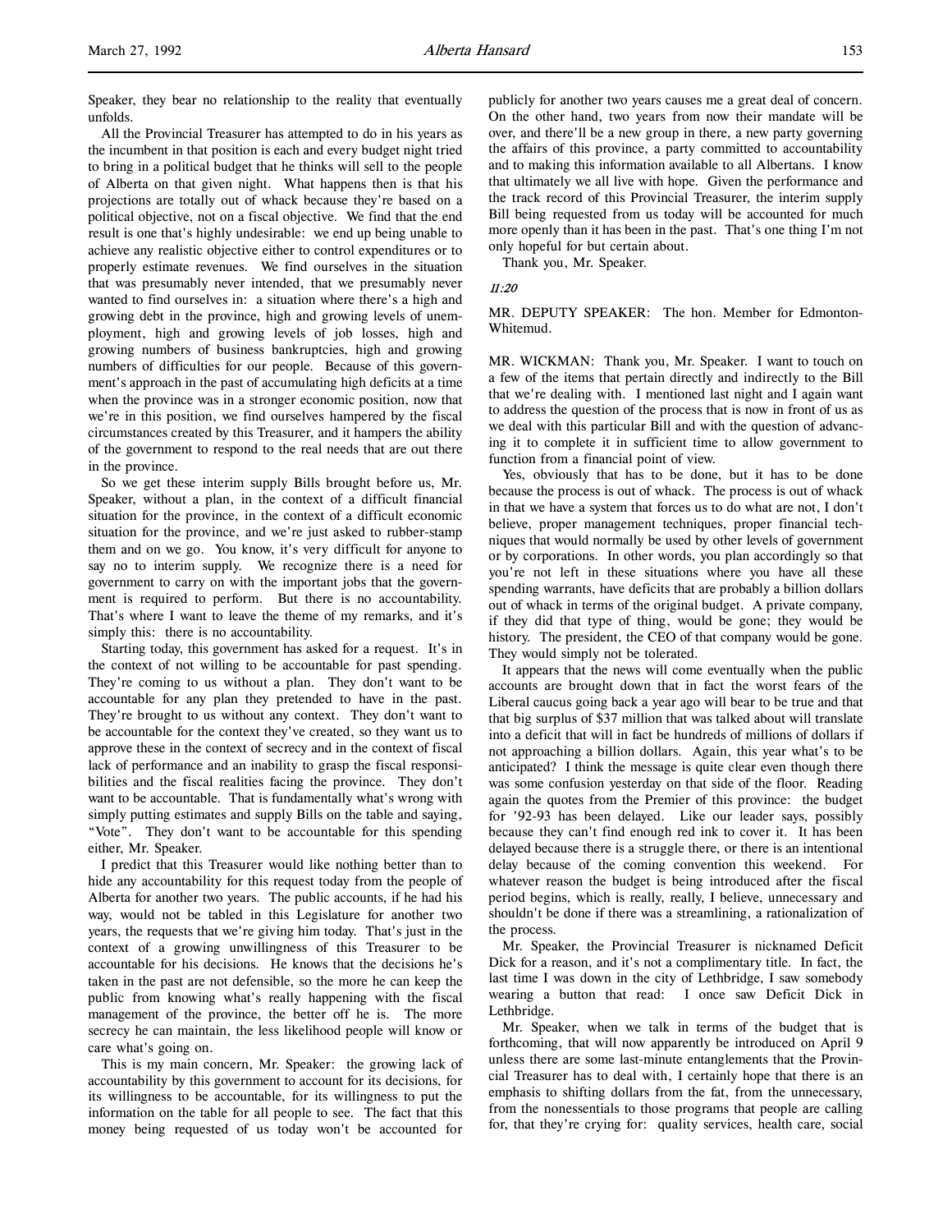Speaker, they bear no relationship to the reality that eventually unfolds.

All the Provincial Treasurer has attempted to do in his years as the incumbent in that position is each and every budget night tried to bring in a political budget that he thinks will sell to the people of Alberta on that given night. What happens then is that his projections are totally out of whack because they're based on a political objective, not on a fiscal objective. We find that the end result is one that's highly undesirable: we end up being unable to achieve any realistic objective either to control expenditures or to properly estimate revenues. We find ourselves in the situation that was presumably never intended, that we presumably never wanted to find ourselves in: a situation where there's a high and growing debt in the province, high and growing levels of unemployment, high and growing levels of job losses, high and growing numbers of business bankruptcies, high and growing numbers of difficulties for our people. Because of this government's approach in the past of accumulating high deficits at a time when the province was in a stronger economic position, now that we're in this position, we find ourselves hampered by the fiscal circumstances created by this Treasurer, and it hampers the ability of the government to respond to the real needs that are out there in the province.

So we get these interim supply Bills brought before us, Mr. Speaker, without a plan, in the context of a difficult financial situation for the province, in the context of a difficult economic situation for the province, and we're just asked to rubber-stamp them and on we go. You know, it's very difficult for anyone to say no to interim supply. We recognize there is a need for government to carry on with the important jobs that the government is required to perform. But there is no accountability. That's where I want to leave the theme of my remarks, and it's simply this: there is no accountability.

Starting today, this government has asked for a request. It's in the context of not willing to be accountable for past spending. They're coming to us without a plan. They don't want to be accountable for any plan they pretended to have in the past. They're brought to us without any context. They don't want to be accountable for the context they've created, so they want us to approve these in the context of secrecy and in the context of fiscal lack of performance and an inability to grasp the fiscal responsibilities and the fiscal realities facing the province. They don't want to be accountable. That is fundamentally what's wrong with simply putting estimates and supply Bills on the table and saying, "Vote". They don't want to be accountable for this spending either, Mr. Speaker.

I predict that this Treasurer would like nothing better than to hide any accountability for this request today from the people of Alberta for another two years. The public accounts, if he had his way, would not be tabled in this Legislature for another two years, the requests that we're giving him today. That's just in the context of a growing unwillingness of this Treasurer to be accountable for his decisions. He knows that the decisions he's taken in the past are not defensible, so the more he can keep the public from knowing what's really happening with the fiscal management of the province, the better off he is. The more secrecy he can maintain, the less likelihood people will know or care what's going on.

This is my main concern, Mr. Speaker: the growing lack of accountability by this government to account for its decisions, for its willingness to be accountable, for its willingness to put the information on the table for all people to see. The fact that this money being requested of us today won't be accounted for publicly for another two years causes me a great deal of concern. On the other hand, two years from now their mandate will be over, and there'll be a new group in there, a new party governing the affairs of this province, a party committed to accountability and to making this information available to all Albertans. I know that ultimately we all live with hope. Given the performance and the track record of this Provincial Treasurer, the interim supply Bill being requested from us today will be accounted for much more openly than it has been in the past. That's one thing I'm not only hopeful for but certain about.

Thank you, Mr. Speaker.

*11:20*

MR. DEPUTY SPEAKER: The hon. Member for Edmonton-Whitemud.

MR. WICKMAN: Thank you, Mr. Speaker. I want to touch on a few of the items that pertain directly and indirectly to the Bill that we're dealing with. I mentioned last night and I again want to address the question of the process that is now in front of us as we deal with this particular Bill and with the question of advancing it to complete it in sufficient time to allow government to function from a financial point of view.

Yes, obviously that has to be done, but it has to be done because the process is out of whack. The process is out of whack in that we have a system that forces us to do what are not, I don't believe, proper management techniques, proper financial techniques that would normally be used by other levels of government or by corporations. In other words, you plan accordingly so that you're not left in these situations where you have all these spending warrants, have deficits that are probably a billion dollars out of whack in terms of the original budget. A private company, if they did that type of thing, would be gone; they would be history. The president, the CEO of that company would be gone. They would simply not be tolerated.

It appears that the news will come eventually when the public accounts are brought down that in fact the worst fears of the Liberal caucus going back a year ago will bear to be true and that that big surplus of $37 million that was talked about will translate into a deficit that will in fact be hundreds of millions of dollars if not approaching a billion dollars. Again, this year what's to be anticipated? I think the message is quite clear even though there was some confusion yesterday on that side of the floor. Reading again the quotes from the Premier of this province: the budget for '92-93 has been delayed. Like our leader says, possibly because they can't find enough red ink to cover it. It has been delayed because there is a struggle there, or there is an intentional delay because of the coming convention this weekend. For whatever reason the budget is being introduced after the fiscal period begins, which is really, really, I believe, unnecessary and shouldn't be done if there was a streamlining, a rationalization of the process.

Mr. Speaker, the Provincial Treasurer is nicknamed Deficit Dick for a reason, and it's not a complimentary title. In fact, the last time I was down in the city of Lethbridge, I saw somebody wearing a button that read: I once saw Deficit Dick in Lethbridge.

Mr. Speaker, when we talk in terms of the budget that is forthcoming, that will now apparently be introduced on April 9 unless there are some last-minute entanglements that the Provincial Treasurer has to deal with, I certainly hope that there is an emphasis to shifting dollars from the fat, from the unnecessary, from the nonessentials to those programs that people are calling for, that they're crying for: quality services, health care, social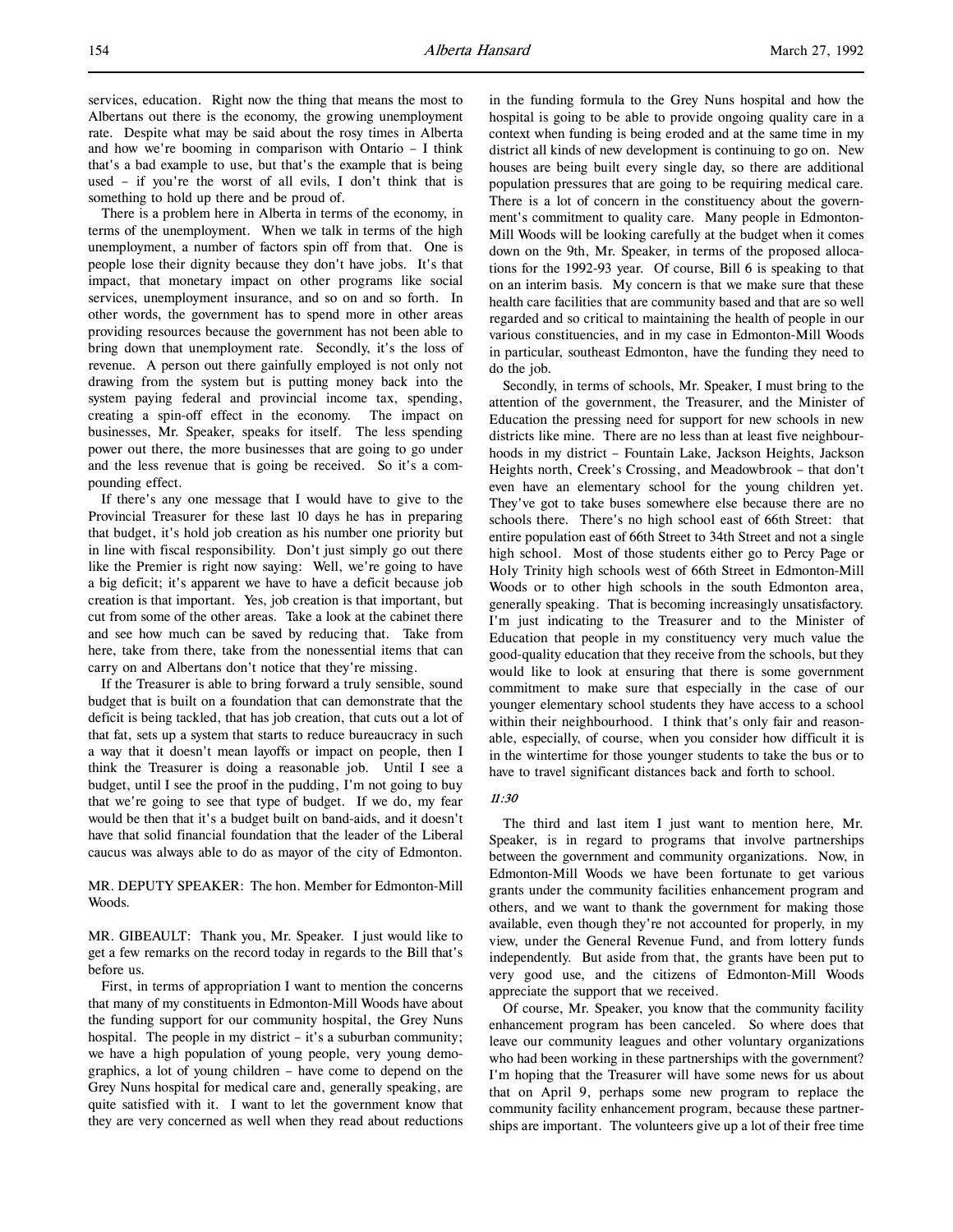services, education. Right now the thing that means the most to Albertans out there is the economy, the growing unemployment rate. Despite what may be said about the rosy times in Alberta and how we're booming in comparison with Ontario – I think that's a bad example to use, but that's the example that is being used – if you're the worst of all evils, I don't think that is something to hold up there and be proud of.

There is a problem here in Alberta in terms of the economy, in terms of the unemployment. When we talk in terms of the high unemployment, a number of factors spin off from that. One is people lose their dignity because they don't have jobs. It's that impact, that monetary impact on other programs like social services, unemployment insurance, and so on and so forth. In other words, the government has to spend more in other areas providing resources because the government has not been able to bring down that unemployment rate. Secondly, it's the loss of revenue. A person out there gainfully employed is not only not drawing from the system but is putting money back into the system paying federal and provincial income tax, spending, creating a spin-off effect in the economy. The impact on businesses, Mr. Speaker, speaks for itself. The less spending power out there, the more businesses that are going to go under and the less revenue that is going to be received. So it's a compounding effect.

If there's any one message that I would have to give to the Provincial Treasurer for these last 10 days he has in preparing that budget, it's hold job creation as his number one priority but in line with fiscal responsibility. Don't just simply go out there like the Premier is right now saying: Well, we're going to have a big deficit; it's apparent we have to have a deficit because job creation is that important. Yes, job creation is that important, but cut from some of the other areas. Take a look at the cabinet there and see how much can be saved by reducing that. Take from here, take from there, take from the nonessential items that can carry on and Albertans don't notice that they're missing.

If the Treasurer is able to bring forward a truly sensible, sound budget that is built on a foundation that can demonstrate that the deficit is being tackled, that has job creation, that cuts out a lot of that fat, sets up a system that starts to reduce bureaucracy in such a way that it doesn't mean layoffs or impact on people, then I think the Treasurer is doing a reasonable job. Until I see a budget, until I see the proof in the pudding, I'm not going to buy that we're going to see that type of budget. If we do, my fear would be then that it's a budget built on band-aids, and it doesn't have that solid financial foundation that the leader of the Liberal caucus was always able to do as mayor of the city of Edmonton.

MR. DEPUTY SPEAKER: The hon. Member for Edmonton-Mill Woods.

MR. GIBEAULT: Thank you, Mr. Speaker. I just would like to get a few remarks on the record today in regards to the Bill that's before us.

First, in terms of appropriation I want to mention the concerns that many of my constituents in Edmonton-Mill Woods have about the funding support for our community hospital, the Grey Nuns hospital. The people in my district – it's a suburban community; we have a high population of young people, very young demographics, a lot of young children – have come to depend on the Grey Nuns hospital for medical care and, generally speaking, are quite satisfied with it. I want to let the government know that they are very concerned as well when they read about reductions in the funding formula to the Grey Nuns hospital and how the hospital is going to be able to provide ongoing quality care in a context when funding is being eroded and at the same time in my district all kinds of new development is continuing to go on. New houses are being built every single day, so there are additional population pressures that are going to be requiring medical care. There is a lot of concern in the constituency about the government's commitment to quality care. Many people in Edmonton-Mill Woods will be looking carefully at the budget when it comes down on the 9th, Mr. Speaker, in terms of the proposed allocations for the 1992-93 year. Of course, Bill 6 is speaking to that on an interim basis. My concern is that we make sure that these health care facilities that are community based and that are so well regarded and so critical to maintaining the health of people in our various constituencies, and in my case in Edmonton-Mill Woods in particular, southeast Edmonton, have the funding they need to do the job.

Secondly, in terms of schools, Mr. Speaker, I must bring to the attention of the government, the Treasurer, and the Minister of Education the pressing need for support for new schools in new districts like mine. There are no less than at least five neighbourhoods in my district – Fountain Lake, Jackson Heights, Jackson Heights north, Creek's Crossing, and Meadowbrook – that don't even have an elementary school for the young children yet. They've got to take buses somewhere else because there are no schools there. There's no high school east of 66th Street: that entire population east of 66th Street to 34th Street and not a single high school. Most of those students either go to Percy Page or Holy Trinity high schools west of 66th Street in Edmonton-Mill Woods or to other high schools in the south Edmonton area, generally speaking. That is becoming increasingly unsatisfactory. I'm just indicating to the Treasurer and to the Minister of Education that people in my constituency very much value the good-quality education that they receive from the schools, but they would like to look at ensuring that there is some government commitment to make sure that especially in the case of our younger elementary school students they have access to a school within their neighbourhood. I think that's only fair and reasonable, especially, of course, when you consider how difficult it is in the wintertime for those younger students to take the bus or to have to travel significant distances back and forth to school.

*11:30*

The third and last item I just want to mention here, Mr. Speaker, is in regard to programs that involve partnerships between the government and community organizations. Now, in Edmonton-Mill Woods we have been fortunate to get various grants under the community facilities enhancement program and others, and we want to thank the government for making those available, even though they're not accounted for properly, in my view, under the General Revenue Fund, and from lottery funds independently. But aside from that, the grants have been put to very good use, and the citizens of Edmonton-Mill Woods appreciate the support that we received.

Of course, Mr. Speaker, you know that the community facility enhancement program has been canceled. So where does that leave our community leagues and other voluntary organizations who had been working in these partnerships with the government? I'm hoping that the Treasurer will have some news for us about that on April 9, perhaps some new program to replace the community facility enhancement program, because these partnerships are important. The volunteers give up a lot of their free time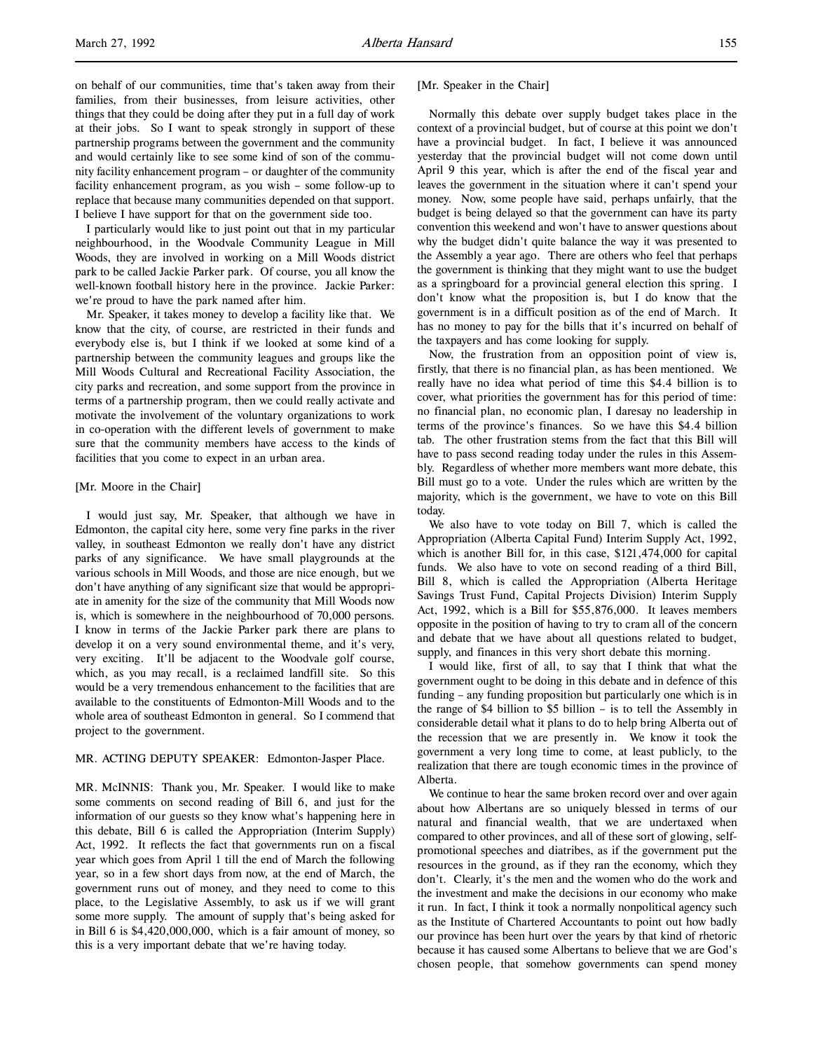on behalf of our communities, time that's taken away from their families, from their businesses, from leisure activities, other things that they could be doing after they put in a full day of work at their jobs. So I want to speak strongly in support of these partnership programs between the government and the community and would certainly like to see some kind of son of the community facility enhancement program – or daughter of the community facility enhancement program, as you wish – some follow-up to replace that because many communities depended on that support. I believe I have support for that on the government side too.

I particularly would like to just point out that in my particular neighbourhood, in the Woodvale Community League in Mill Woods, they are involved in working on a Mill Woods district park to be called Jackie Parker park. Of course, you all know the well-known football history here in the province. Jackie Parker: we're proud to have the park named after him.

Mr. Speaker, it takes money to develop a facility like that. We know that the city, of course, are restricted in their funds and everybody else is, but I think if we looked at some kind of a partnership between the community leagues and groups like the Mill Woods Cultural and Recreational Facility Association, the city parks and recreation, and some support from the province in terms of a partnership program, then we could really activate and motivate the involvement of the voluntary organizations to work in co-operation with the different levels of government to make sure that the community members have access to the kinds of facilities that you come to expect in an urban area.

[Mr. Moore in the Chair]

I would just say, Mr. Speaker, that although we have in Edmonton, the capital city here, some very fine parks in the river valley, in southeast Edmonton we really don't have any district parks of any significance. We have small playgrounds at the various schools in Mill Woods, and those are nice enough, but we don't have anything of any significant size that would be appropriate in amenity for the size of the community that Mill Woods now is, which is somewhere in the neighbourhood of 70,000 persons. I know in terms of the Jackie Parker park there are plans to develop it on a very sound environmental theme, and it's very, very exciting. It'll be adjacent to the Woodvale golf course, which, as you may recall, is a reclaimed landfill site. So this would be a very tremendous enhancement to the facilities that are available to the constituents of Edmonton-Mill Woods and to the whole area of southeast Edmonton in general. So I commend that project to the government.

MR. ACTING DEPUTY SPEAKER: Edmonton-Jasper Place.

MR. McINNIS: Thank you, Mr. Speaker. I would like to make some comments on second reading of Bill 6, and just for the information of our guests so they know what's happening here in this debate, Bill 6 is called the Appropriation (Interim Supply) Act, 1992. It reflects the fact that governments run on a fiscal year which goes from April 1 till the end of March the following year, so in a few short days from now, at the end of March, the government runs out of money, and they need to come to this place, to the Legislative Assembly, to ask us if we will grant some more supply. The amount of supply that's being asked for in Bill 6 is $4,420,000,000, which is a fair amount of money, so this is a very important debate that we're having today.

[Mr. Speaker in the Chair]

Normally this debate over supply budget takes place in the context of a provincial budget, but of course at this point we don't have a provincial budget. In fact, I believe it was announced yesterday that the provincial budget will not come down until April 9 this year, which is after the end of the fiscal year and leaves the government in the situation where it can't spend your money. Now, some people have said, perhaps unfairly, that the budget is being delayed so that the government can have its party convention this weekend and won't have to answer questions about why the budget didn't quite balance the way it was presented to the Assembly a year ago. There are others who feel that perhaps the government is thinking that they might want to use the budget as a springboard for a provincial general election this spring. I don't know what the proposition is, but I do know that the government is in a difficult position as of the end of March. It has no money to pay for the bills that it's incurred on behalf of the taxpayers and has come looking for supply.

Now, the frustration from an opposition point of view is, firstly, that there is no financial plan, as has been mentioned. We really have no idea what period of time this $4.4 billion is to cover, what priorities the government has for this period of time: no financial plan, no economic plan, I daresay no leadership in terms of the province's finances. So we have this $4.4 billion tab. The other frustration stems from the fact that this Bill will have to pass second reading today under the rules in this Assembly. Regardless of whether more members want more debate, this Bill must go to a vote. Under the rules which are written by the majority, which is the government, we have to vote on this Bill today.

We also have to vote today on Bill 7, which is called the Appropriation (Alberta Capital Fund) Interim Supply Act, 1992, which is another Bill for, in this case, $121,474,000 for capital funds. We also have to vote on second reading of a third Bill, Bill 8, which is called the Appropriation (Alberta Heritage Savings Trust Fund, Capital Projects Division) Interim Supply Act, 1992, which is a Bill for $55,876,000. It leaves members opposite in the position of having to try to cram all of the concern and debate that we have about all questions related to budget, supply, and finances in this very short debate this morning.

I would like, first of all, to say that I think that what the government ought to be doing in this debate and in defence of this funding – any funding proposition but particularly one which is in the range of $4 billion to $5 billion – is to tell the Assembly in considerable detail what it plans to do to help bring Alberta out of the recession that we are presently in. We know it took the government a very long time to come, at least publicly, to the realization that there are tough economic times in the province of Alberta.

We continue to hear the same broken record over and over again about how Albertans are so uniquely blessed in terms of our natural and financial wealth, that we are undertaxed when compared to other provinces, and all of these sort of glowing, self-promotional speeches and diatribes, as if the government put the resources in the ground, as if they ran the economy, which they don't. Clearly, it's the men and the women who do the work and the investment and make the decisions in our economy who make it run. In fact, I think it took a normally nonpolitical agency such as the Institute of Chartered Accountants to point out how badly our province has been hurt over the years by that kind of rhetoric because it has caused some Albertans to believe that we are God's chosen people, that somehow governments can spend money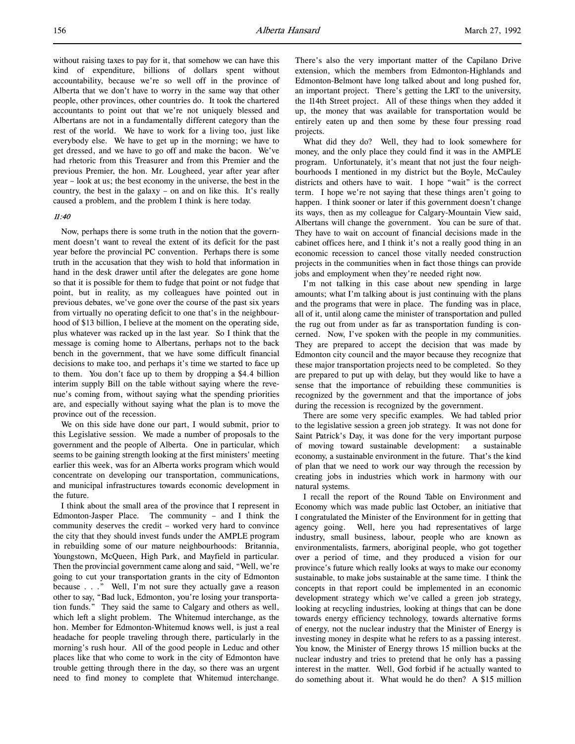without raising taxes to pay for it, that somehow we can have this kind of expenditure, billions of dollars spent without accountability, because we're so well off in the province of Alberta that we don't have to worry in the same way that other people, other provinces, other countries do. It took the chartered accountants to point out that we're not uniquely blessed and Albertans are not in a fundamentally different category than the rest of the world. We have to work for a living too, just like everybody else. We have to get up in the morning; we have to get dressed, and we have to go off and make the bacon. We've had rhetoric from this Treasurer and from this Premier and the previous Premier, the hon. Mr. Lougheed, year after year after year – look at us; the best economy in the universe, the best in the country, the best in the galaxy – on and on like this. It's really caused a problem, and the problem I think is here today.

*11:40*

Now, perhaps there is some truth in the notion that the government doesn't want to reveal the extent of its deficit for the past year before the provincial PC convention. Perhaps there is some truth in the accusation that they wish to hold that information in hand in the desk drawer until after the delegates are gone home so that it is possible for them to fudge that point or not fudge that point, but in reality, as my colleagues have pointed out in previous debates, we've gone over the course of the past six years from virtually no operating deficit to one that's in the neighbourhood of $13 billion, I believe at the moment on the operating side, plus whatever was racked up in the last year. So I think that the message is coming home to Albertans, perhaps not to the back bench in the government, that we have some difficult financial decisions to make too, and perhaps it's time we started to face up to them. You don't face up to them by dropping a $4.4 billion interim supply Bill on the table without saying where the revenue's coming from, without saying what the spending priorities are, and especially without saying what the plan is to move the province out of the recession.

We on this side have done our part, I would submit, prior to this Legislative session. We made a number of proposals to the government and the people of Alberta. One in particular, which seems to be gaining strength looking at the first ministers' meeting earlier this week, was for an Alberta works program which would concentrate on developing our transportation, communications, and municipal infrastructures towards economic development in the future.

I think about the small area of the province that I represent in Edmonton-Jasper Place. The community – and I think the community deserves the credit – worked very hard to convince the city that they should invest funds under the AMPLE program in rebuilding some of our mature neighbourhoods: Britannia, Youngstown, McQueen, High Park, and Mayfield in particular. Then the provincial government came along and said, "Well, we're going to cut your transportation grants in the city of Edmonton because . . ." Well, I'm not sure they actually gave a reason other to say, "Bad luck, Edmonton, you're losing your transportation funds." They said the same to Calgary and others as well, which left a slight problem. The Whitemud interchange, as the hon. Member for Edmonton-Whitemud knows well, is just a real headache for people traveling through there, particularly in the morning's rush hour. All of the good people in Leduc and other places like that who come to work in the city of Edmonton have trouble getting through there in the day, so there was an urgent need to find money to complete that Whitemud interchange. There's also the very important matter of the Capilano Drive extension, which the members from Edmonton-Highlands and Edmonton-Belmont have long talked about and long pushed for, an important project. There's getting the LRT to the university, the 114th Street project. All of these things when they added it up, the money that was available for transportation would be entirely eaten up and then some by these four pressing road projects.

What did they do? Well, they had to look somewhere for money, and the only place they could find it was in the AMPLE program. Unfortunately, it's meant that not just the four neighbourhoods I mentioned in my district but the Boyle, McCauley districts and others have to wait. I hope "wait" is the correct term. I hope we're not saying that these things aren't going to happen. I think sooner or later if this government doesn't change its ways, then as my colleague for Calgary-Mountain View said, Albertans will change the government. You can be sure of that. They have to wait on account of financial decisions made in the cabinet offices here, and I think it's not a really good thing in an economic recession to cancel those vitally needed construction projects in the communities when in fact those things can provide jobs and employment when they're needed right now.

I'm not talking in this case about new spending in large amounts; what I'm talking about is just continuing with the plans and the programs that were in place. The funding was in place, all of it, until along came the minister of transportation and pulled the rug out from under as far as transportation funding is concerned. Now, I've spoken with the people in my communities. They are prepared to accept the decision that was made by Edmonton city council and the mayor because they recognize that these major transportation projects need to be completed. So they are prepared to put up with delay, but they would like to have a sense that the importance of rebuilding these communities is recognized by the government and that the importance of jobs during the recession is recognized by the government.

There are some very specific examples. We had tabled prior to the legislative session a green job strategy. It was not done for Saint Patrick's Day, it was done for the very important purpose of moving toward sustainable development: a sustainable economy, a sustainable environment in the future. That's the kind of plan that we need to work our way through the recession by creating jobs in industries which work in harmony with our natural systems.

I recall the report of the Round Table on Environment and Economy which was made public last October, an initiative that I congratulated the Minister of the Environment for in getting that agency going. Well, here you had representatives of large industry, small business, labour, people who are known as environmentalists, farmers, aboriginal people, who got together over a period of time, and they produced a vision for our province's future which really looks at ways to make our economy sustainable, to make jobs sustainable at the same time. I think the concepts in that report could be implemented in an economic development strategy which we've called a green job strategy, looking at recycling industries, looking at things that can be done towards energy efficiency technology, towards alternative forms of energy, not the nuclear industry that the Minister of Energy is investing money in despite what he refers to as a passing interest. You know, the Minister of Energy throws 15 million bucks at the nuclear industry and tries to pretend that he only has a passing interest in the matter. Well, God forbid if he actually wanted to do something about it. What would he do then? A $15 million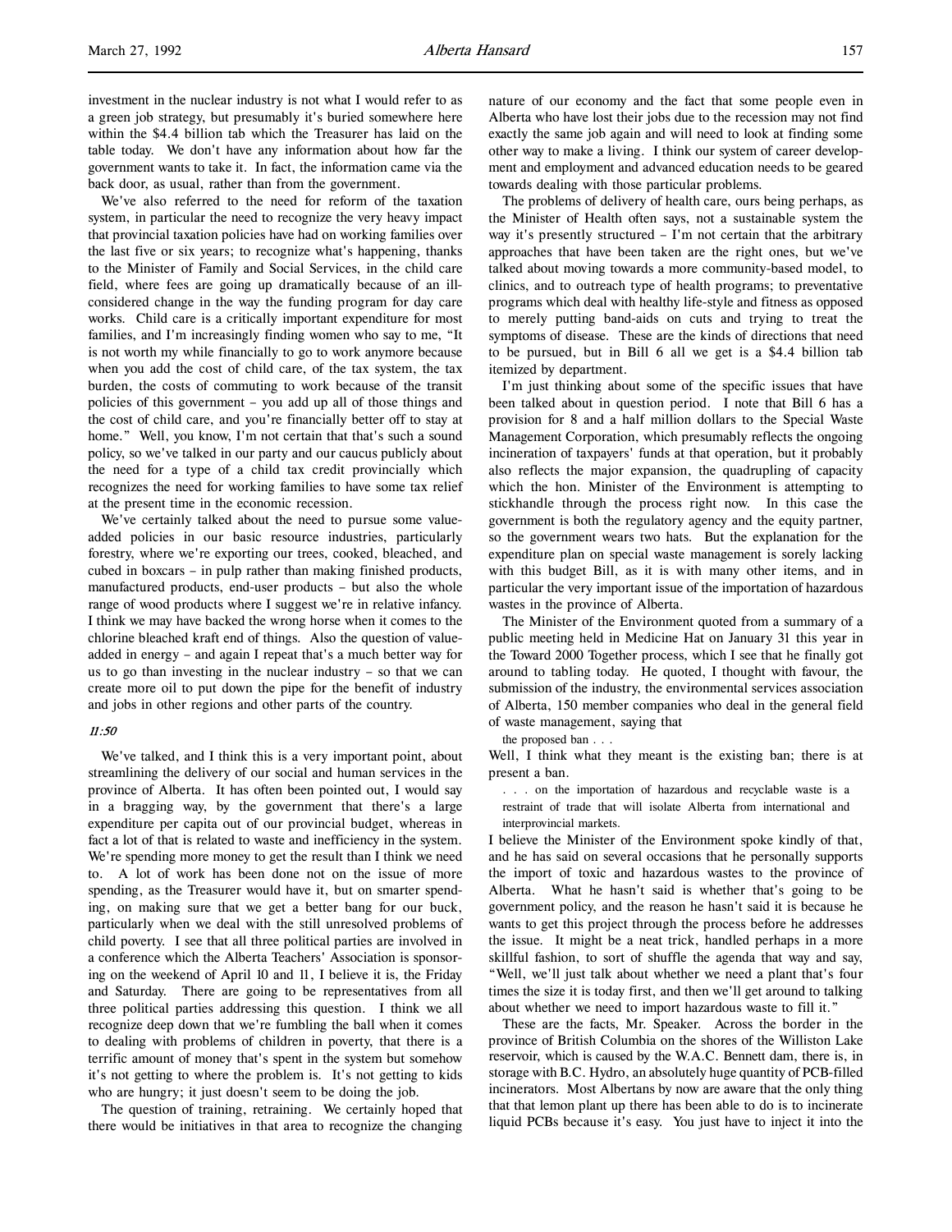investment in the nuclear industry is not what I would refer to as a green job strategy, but presumably it's buried somewhere here within the $4.4 billion tab which the Treasurer has laid on the table today. We don't have any information about how far the government wants to take it. In fact, the information came via the back door, as usual, rather than from the government.

We've also referred to the need for reform of the taxation system, in particular the need to recognize the very heavy impact that provincial taxation policies have had on working families over the last five or six years; to recognize what's happening, thanks to the Minister of Family and Social Services, in the child care field, where fees are going up dramatically because of an ill-considered change in the way the funding program for day care works. Child care is a critically important expenditure for most families, and I'm increasingly finding women who say to me, "It is not worth my while financially to go to work anymore because when you add the cost of child care, of the tax system, the tax burden, the costs of commuting to work because of the transit policies of this government – you add up all of those things and the cost of child care, and you're financially better off to stay at home." Well, you know, I'm not certain that that's such a sound policy, so we've talked in our party and our caucus publicly about the need for a type of a child tax credit provincially which recognizes the need for working families to have some tax relief at the present time in the economic recession.

We've certainly talked about the need to pursue some value-added policies in our basic resource industries, particularly forestry, where we're exporting our trees, cooked, bleached, and cubed in boxcars – in pulp rather than making finished products, manufactured products, end-user products – but also the whole range of wood products where I suggest we're in relative infancy. I think we may have backed the wrong horse when it comes to the chlorine bleached kraft end of things. Also the question of value-added in energy – and again I repeat that's a much better way for us to go than investing in the nuclear industry – so that we can create more oil to put down the pipe for the benefit of industry and jobs in other regions and other parts of the country.

*11:50*

We've talked, and I think this is a very important point, about streamlining the delivery of our social and human services in the province of Alberta. It has often been pointed out, I would say in a bragging way, by the government that there's a large expenditure per capita out of our provincial budget, whereas in fact a lot of that is related to waste and inefficiency in the system. We're spending more money to get the result than I think we need to. A lot of work has been done not on the issue of more spending, as the Treasurer would have it, but on smarter spending, on making sure that we get a better bang for our buck, particularly when we deal with the still unresolved problems of child poverty. I see that all three political parties are involved in a conference which the Alberta Teachers' Association is sponsoring on the weekend of April 10 and 11, I believe it is, the Friday and Saturday. There are going to be representatives from all three political parties addressing this question. I think we all recognize deep down that we're fumbling the ball when it comes to dealing with problems of children in poverty, that there is a terrific amount of money that's spent in the system but somehow it's not getting to where the problem is. It's not getting to kids who are hungry; it just doesn't seem to be doing the job.

The question of training, retraining. We certainly hoped that there would be initiatives in that area to recognize the changing nature of our economy and the fact that some people even in Alberta who have lost their jobs due to the recession may not find exactly the same job again and will need to look at finding some other way to make a living. I think our system of career development and employment and advanced education needs to be geared towards dealing with those particular problems.

The problems of delivery of health care, ours being perhaps, as the Minister of Health often says, not a sustainable system the way it's presently structured – I'm not certain that the arbitrary approaches that have been taken are the right ones, but we've talked about moving towards a more community-based model, to clinics, and to outreach type of health programs; to preventative programs which deal with healthy life-style and fitness as opposed to merely putting band-aids on cuts and trying to treat the symptoms of disease. These are the kinds of directions that need to be pursued, but in Bill 6 all we get is a $4.4 billion tab itemized by department.

I'm just thinking about some of the specific issues that have been talked about in question period. I note that Bill 6 has a provision for 8 and a half million dollars to the Special Waste Management Corporation, which presumably reflects the ongoing incineration of taxpayers' funds at that operation, but it probably also reflects the major expansion, the quadrupling of capacity which the hon. Minister of the Environment is attempting to stickhandle through the process right now. In this case the government is both the regulatory agency and the equity partner, so the government wears two hats. But the explanation for the expenditure plan on special waste management is sorely lacking with this budget Bill, as it is with many other items, and in particular the very important issue of the importation of hazardous wastes in the province of Alberta.

The Minister of the Environment quoted from a summary of a public meeting held in Medicine Hat on January 31 this year in the Toward 2000 Together process, which I see that he finally got around to tabling today. He quoted, I thought with favour, the submission of the industry, the environmental services association of Alberta, 150 member companies who deal in the general field of waste management, saying that

> the proposed ban . . .

Well, I think what they meant is the existing ban; there is at present a ban.

> . . . on the importation of hazardous and recyclable waste is a restraint of trade that will isolate Alberta from international and interprovincial markets.

I believe the Minister of the Environment spoke kindly of that, and he has said on several occasions that he personally supports the import of toxic and hazardous wastes to the province of Alberta. What he hasn't said is whether that's going to be government policy, and the reason he hasn't said it is because he wants to get this project through the process before he addresses the issue. It might be a neat trick, handled perhaps in a more skillful fashion, to sort of shuffle the agenda that way and say, "Well, we'll just talk about whether we need a plant that's four times the size it is today first, and then we'll get around to talking about whether we need to import hazardous waste to fill it."

These are the facts, Mr. Speaker. Across the border in the province of British Columbia on the shores of the Williston Lake reservoir, which is caused by the W.A.C. Bennett dam, there is, in storage with B.C. Hydro, an absolutely huge quantity of PCB-filled incinerators. Most Albertans by now are aware that the only thing that that lemon plant up there has been able to do is to incinerate liquid PCBs because it's easy. You just have to inject it into the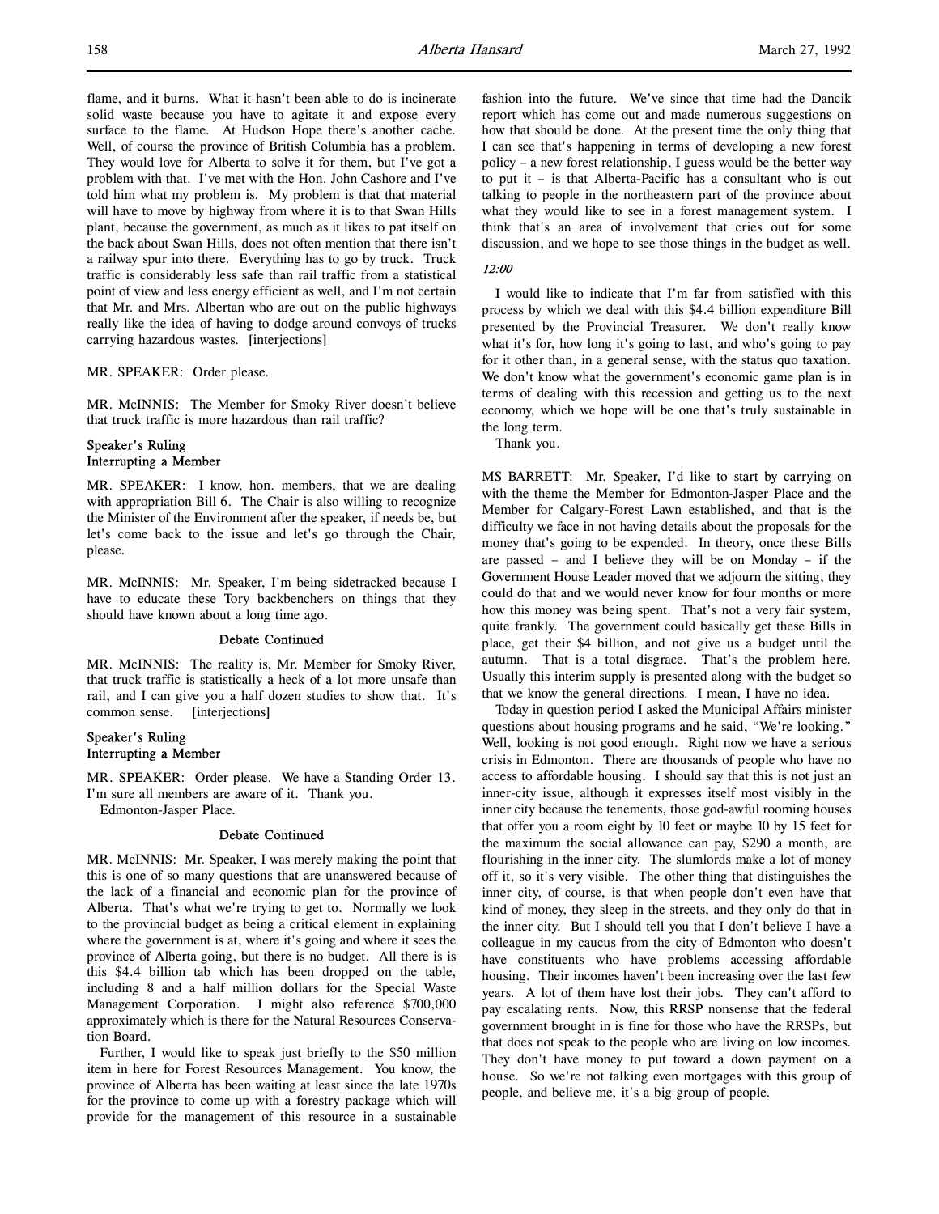flame, and it burns. What it hasn't been able to do is incinerate solid waste because you have to agitate it and expose every surface to the flame. At Hudson Hope there's another cache. Well, of course the province of British Columbia has a problem. They would love for Alberta to solve it for them, but I've got a problem with that. I've met with the Hon. John Cashore and I've told him what my problem is. My problem is that that material will have to move by highway from where it is to that Swan Hills plant, because the government, as much as it likes to pat itself on the back about Swan Hills, does not often mention that there isn't a railway spur into there. Everything has to go by truck. Truck traffic is considerably less safe than rail traffic from a statistical point of view and less energy efficient as well, and I'm not certain that Mr. and Mrs. Albertan who are out on the public highways really like the idea of having to dodge around convoys of trucks carrying hazardous wastes. [interjections]

MR. SPEAKER: Order please.

MR. McINNIS: The Member for Smoky River doesn't believe that truck traffic is more hazardous than rail traffic?

### Speaker's Ruling
### Interrupting a Member

MR. SPEAKER: I know, hon. members, that we are dealing with appropriation Bill 6. The Chair is also willing to recognize the Minister of the Environment after the speaker, if needs be, but let's come back to the issue and let's go through the Chair, please.

MR. McINNIS: Mr. Speaker, I'm being sidetracked because I have to educate these Tory backbenchers on things that they should have known about a long time ago.

### Debate Continued

MR. McINNIS: The reality is, Mr. Member for Smoky River, that truck traffic is statistically a heck of a lot more unsafe than rail, and I can give you a half dozen studies to show that. It's common sense. [interjections]

### Speaker's Ruling
### Interrupting a Member

MR. SPEAKER: Order please. We have a Standing Order 13. I'm sure all members are aware of it. Thank you.

Edmonton-Jasper Place.

### Debate Continued

MR. McINNIS: Mr. Speaker, I was merely making the point that this is one of so many questions that are unanswered because of the lack of a financial and economic plan for the province of Alberta. That's what we're trying to get to. Normally we look to the provincial budget as being a critical element in explaining where the government is at, where it's going and where it sees the province of Alberta going, but there is no budget. All there is is this $4.4 billion tab which has been dropped on the table, including 8 and a half million dollars for the Special Waste Management Corporation. I might also reference $700,000 approximately which is there for the Natural Resources Conservation Board.

Further, I would like to speak just briefly to the $50 million item in here for Forest Resources Management. You know, the province of Alberta has been waiting at least since the late 1970s for the province to come up with a forestry package which will provide for the management of this resource in a sustainable fashion into the future. We've since that time had the Dancik report which has come out and made numerous suggestions on how that should be done. At the present time the only thing that I can see that's happening in terms of developing a new forest policy – a new forest relationship, I guess would be the better way to put it – is that Alberta-Pacific has a consultant who is out talking to people in the northeastern part of the province about what they would like to see in a forest management system. I think that's an area of involvement that cries out for some discussion, and we hope to see those things in the budget as well.

*12:00*

I would like to indicate that I'm far from satisfied with this process by which we deal with this $4.4 billion expenditure Bill presented by the Provincial Treasurer. We don't really know what it's for, how long it's going to last, and who's going to pay for it other than, in a general sense, with the status quo taxation. We don't know what the government's economic game plan is in terms of dealing with this recession and getting us to the next economy, which we hope will be one that's truly sustainable in the long term.

Thank you.

MS BARRETT: Mr. Speaker, I'd like to start by carrying on with the theme the Member for Edmonton-Jasper Place and the Member for Calgary-Forest Lawn established, and that is the difficulty we face in not having details about the proposals for the money that's going to be expended. In theory, once these Bills are passed – and I believe they will be on Monday – if the Government House Leader moved that we adjourn the sitting, they could do that and we would never know for four months or more how this money was being spent. That's not a very fair system, quite frankly. The government could basically get these Bills in place, get their $4 billion, and not give us a budget until the autumn. That is a total disgrace. That's the problem here. Usually this interim supply is presented along with the budget so that we know the general directions. I mean, I have no idea.

Today in question period I asked the Municipal Affairs minister questions about housing programs and he said, "We're looking." Well, looking is not good enough. Right now we have a serious crisis in Edmonton. There are thousands of people who have no access to affordable housing. I should say that this is not just an inner-city issue, although it expresses itself most visibly in the inner city because the tenements, those god-awful rooming houses that offer you a room eight by 10 feet or maybe 10 by 15 feet for the maximum the social allowance can pay, $290 a month, are flourishing in the inner city. The slumlords make a lot of money off it, so it's very visible. The other thing that distinguishes the inner city, of course, is that when people don't even have that kind of money, they sleep in the streets, and they only do that in the inner city. But I should tell you that I don't believe I have a colleague in my caucus from the city of Edmonton who doesn't have constituents who have problems accessing affordable housing. Their incomes haven't been increasing over the last few years. A lot of them have lost their jobs. They can't afford to pay escalating rents. Now, this RRSP nonsense that the federal government brought in is fine for those who have the RRSPs, but that does not speak to the people who are living on low incomes. They don't have money to put toward a down payment on a house. So we're not talking even mortgages with this group of people, and believe me, it's a big group of people.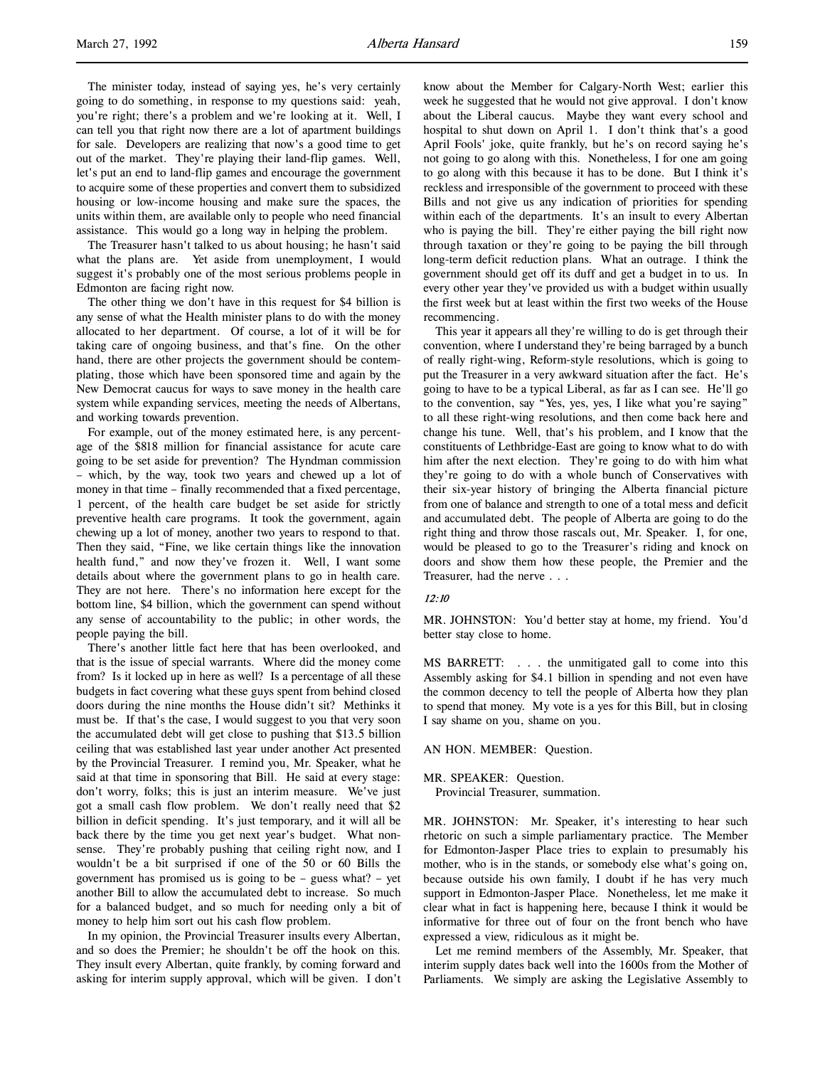The minister today, instead of saying yes, he's very certainly going to do something, in response to my questions said: yeah, you're right; there's a problem and we're looking at it. Well, I can tell you that right now there are a lot of apartment buildings for sale. Developers are realizing that now's a good time to get out of the market. They're playing their land-flip games. Well, let's put an end to land-flip games and encourage the government to acquire some of these properties and convert them to subsidized housing or low-income housing and make sure the spaces, the units within them, are available only to people who need financial assistance. This would go a long way in helping the problem.

The Treasurer hasn't talked to us about housing; he hasn't said what the plans are. Yet aside from unemployment, I would suggest it's probably one of the most serious problems people in Edmonton are facing right now.

The other thing we don't have in this request for \$4 billion is any sense of what the Health minister plans to do with the money allocated to her department. Of course, a lot of it will be for taking care of ongoing business, and that's fine. On the other hand, there are other projects the government should be contemplating, those which have been sponsored time and again by the New Democrat caucus for ways to save money in the health care system while expanding services, meeting the needs of Albertans, and working towards prevention.

For example, out of the money estimated here, is any percentage of the \$818 million for financial assistance for acute care going to be set aside for prevention? The Hyndman commission – which, by the way, took two years and chewed up a lot of money in that time – finally recommended that a fixed percentage, 1 percent, of the health care budget be set aside for strictly preventive health care programs. It took the government, again chewing up a lot of money, another two years to respond to that. Then they said, "Fine, we like certain things like the innovation health fund," and now they've frozen it. Well, I want some details about where the government plans to go in health care. They are not here. There's no information here except for the bottom line, \$4 billion, which the government can spend without any sense of accountability to the public; in other words, the people paying the bill.

There's another little fact here that has been overlooked, and that is the issue of special warrants. Where did the money come from? Is it locked up in here as well? Is a percentage of all these budgets in fact covering what these guys spent from behind closed doors during the nine months the House didn't sit? Methinks it must be. If that's the case, I would suggest to you that very soon the accumulated debt will get close to pushing that \$13.5 billion ceiling that was established last year under another Act presented by the Provincial Treasurer. I remind you, Mr. Speaker, what he said at that time in sponsoring that Bill. He said at every stage: don't worry, folks; this is just an interim measure. We've just got a small cash flow problem. We don't really need that \$2 billion in deficit spending. It's just temporary, and it will all be back there by the time you get next year's budget. What nonsense. They're probably pushing that ceiling right now, and I wouldn't be a bit surprised if one of the 50 or 60 Bills the government has promised us is going to be – guess what? – yet another Bill to allow the accumulated debt to increase. So much for a balanced budget, and so much for needing only a bit of money to help him sort out his cash flow problem.

In my opinion, the Provincial Treasurer insults every Albertan, and so does the Premier; he shouldn't be off the hook on this. They insult every Albertan, quite frankly, by coming forward and asking for interim supply approval, which will be given. I don't know about the Member for Calgary-North West; earlier this week he suggested that he would not give approval. I don't know about the Liberal caucus. Maybe they want every school and hospital to shut down on April 1. I don't think that's a good April Fools' joke, quite frankly, but he's on record saying he's not going to go along with this. Nonetheless, I for one am going to go along with this because it has to be done. But I think it's reckless and irresponsible of the government to proceed with these Bills and not give us any indication of priorities for spending within each of the departments. It's an insult to every Albertan who is paying the bill. They're either paying the bill right now through taxation or they're going to be paying the bill through long-term deficit reduction plans. What an outrage. I think the government should get off its duff and get a budget in to us. In every other year they've provided us with a budget within usually the first week but at least within the first two weeks of the House recommencing.

This year it appears all they're willing to do is get through their convention, where I understand they're being barraged by a bunch of really right-wing, Reform-style resolutions, which is going to put the Treasurer in a very awkward situation after the fact. He's going to have to be a typical Liberal, as far as I can see. He'll go to the convention, say "Yes, yes, yes, I like what you're saying" to all these right-wing resolutions, and then come back here and change his tune. Well, that's his problem, and I know that the constituents of Lethbridge-East are going to know what to do with him after the next election. They're going to do with him what they're going to do with a whole bunch of Conservatives with their six-year history of bringing the Alberta financial picture from one of balance and strength to one of a total mess and deficit and accumulated debt. The people of Alberta are going to do the right thing and throw those rascals out, Mr. Speaker. I, for one, would be pleased to go to the Treasurer's riding and knock on doors and show them how these people, the Premier and the Treasurer, had the nerve . . .

*12:10*

MR. JOHNSTON: You'd better stay at home, my friend. You'd better stay close to home.

MS BARRETT: . . . the unmitigated gall to come into this Assembly asking for \$4.1 billion in spending and not even have the common decency to tell the people of Alberta how they plan to spend that money. My vote is a yes for this Bill, but in closing I say shame on you, shame on you.

AN HON. MEMBER: Question.

MR. SPEAKER: Question.
Provincial Treasurer, summation.

MR. JOHNSTON: Mr. Speaker, it's interesting to hear such rhetoric on such a simple parliamentary practice. The Member for Edmonton-Jasper Place tries to explain to presumably his mother, who is in the stands, or somebody else what's going on, because outside his own family, I doubt if he has very much support in Edmonton-Jasper Place. Nonetheless, let me make it clear what in fact is happening here, because I think it would be informative for three out of four on the front bench who have expressed a view, ridiculous as it might be.

Let me remind members of the Assembly, Mr. Speaker, that interim supply dates back well into the 1600s from the Mother of Parliaments. We simply are asking the Legislative Assembly to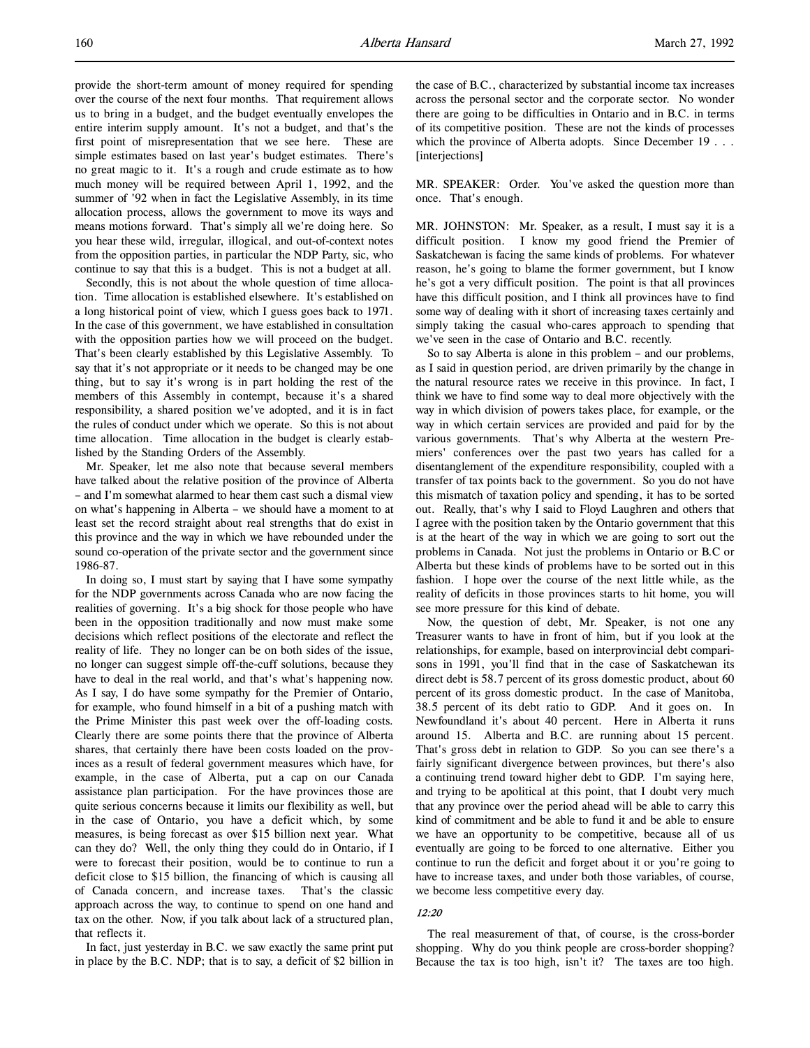provide the short-term amount of money required for spending over the course of the next four months. That requirement allows us to bring in a budget, and the budget eventually envelopes the entire interim supply amount. It's not a budget, and that's the first point of misrepresentation that we see here. These are simple estimates based on last year's budget estimates. There's no great magic to it. It's a rough and crude estimate as to how much money will be required between April 1, 1992, and the summer of '92 when in fact the Legislative Assembly, in its time allocation process, allows the government to move its ways and means motions forward. That's simply all we're doing here. So you hear these wild, irregular, illogical, and out-of-context notes from the opposition parties, in particular the NDP Party, sic, who continue to say that this is a budget. This is not a budget at all.

Secondly, this is not about the whole question of time allocation. Time allocation is established elsewhere. It's established on a long historical point of view, which I guess goes back to 1971. In the case of this government, we have established in consultation with the opposition parties how we will proceed on the budget. That's been clearly established by this Legislative Assembly. To say that it's not appropriate or it needs to be changed may be one thing, but to say it's wrong is in part holding the rest of the members of this Assembly in contempt, because it's a shared responsibility, a shared position we've adopted, and it is in fact the rules of conduct under which we operate. So this is not about time allocation. Time allocation in the budget is clearly established by the Standing Orders of the Assembly.

Mr. Speaker, let me also note that because several members have talked about the relative position of the province of Alberta – and I'm somewhat alarmed to hear them cast such a dismal view on what's happening in Alberta – we should have a moment to at least set the record straight about real strengths that do exist in this province and the way in which we have rebounded under the sound co-operation of the private sector and the government since 1986-87.

In doing so, I must start by saying that I have some sympathy for the NDP governments across Canada who are now facing the realities of governing. It's a big shock for those people who have been in the opposition traditionally and now must make some decisions which reflect positions of the electorate and reflect the reality of life. They no longer can be on both sides of the issue, no longer can suggest simple off-the-cuff solutions, because they have to deal in the real world, and that's what's happening now. As I say, I do have some sympathy for the Premier of Ontario, for example, who found himself in a bit of a pushing match with the Prime Minister this past week over the off-loading costs. Clearly there are some points there that the province of Alberta shares, that certainly there have been costs loaded on the provinces as a result of federal government measures which have, for example, in the case of Alberta, put a cap on our Canada assistance plan participation. For the have provinces those are quite serious concerns because it limits our flexibility as well, but in the case of Ontario, you have a deficit which, by some measures, is being forecast as over $15 billion next year. What can they do? Well, the only thing they could do in Ontario, if I were to forecast their position, would be to continue to run a deficit close to $15 billion, the financing of which is causing all of Canada concern, and increase taxes. That's the classic approach across the way, to continue to spend on one hand and tax on the other. Now, if you talk about lack of a structured plan, that reflects it.

In fact, just yesterday in B.C. we saw exactly the same print put in place by the B.C. NDP; that is to say, a deficit of $2 billion in the case of B.C., characterized by substantial income tax increases across the personal sector and the corporate sector. No wonder there are going to be difficulties in Ontario and in B.C. in terms of its competitive position. These are not the kinds of processes which the province of Alberta adopts. Since December 19 . . . [interjections]

MR. SPEAKER: Order. You've asked the question more than once. That's enough.

MR. JOHNSTON: Mr. Speaker, as a result, I must say it is a difficult position. I know my good friend the Premier of Saskatchewan is facing the same kinds of problems. For whatever reason, he's going to blame the former government, but I know he's got a very difficult position. The point is that all provinces have this difficult position, and I think all provinces have to find some way of dealing with it short of increasing taxes certainly and simply taking the casual who-cares approach to spending that we've seen in the case of Ontario and B.C. recently.

So to say Alberta is alone in this problem – and our problems, as I said in question period, are driven primarily by the change in the natural resource rates we receive in this province. In fact, I think we have to find some way to deal more objectively with the way in which division of powers takes place, for example, or the way in which certain services are provided and paid for by the various governments. That's why Alberta at the western Premiers' conferences over the past two years has called for a disentanglement of the expenditure responsibility, coupled with a transfer of tax points back to the government. So you do not have this mismatch of taxation policy and spending, it has to be sorted out. Really, that's why I said to Floyd Laughren and others that I agree with the position taken by the Ontario government that this is at the heart of the way in which we are going to sort out the problems in Canada. Not just the problems in Ontario or B.C or Alberta but these kinds of problems have to be sorted out in this fashion. I hope over the course of the next little while, as the reality of deficits in those provinces starts to hit home, you will see more pressure for this kind of debate.

Now, the question of debt, Mr. Speaker, is not one any Treasurer wants to have in front of him, but if you look at the relationships, for example, based on interprovincial debt comparisons in 1991, you'll find that in the case of Saskatchewan its direct debt is 58.7 percent of its gross domestic product, about 60 percent of its gross domestic product. In the case of Manitoba, 38.5 percent of its debt ratio to GDP. And it goes on. In Newfoundland it's about 40 percent. Here in Alberta it runs around 15. Alberta and B.C. are running about 15 percent. That's gross debt in relation to GDP. So you can see there's a fairly significant divergence between provinces, but there's also a continuing trend toward higher debt to GDP. I'm saying here, and trying to be apolitical at this point, that I doubt very much that any province over the period ahead will be able to carry this kind of commitment and be able to fund it and be able to ensure we have an opportunity to be competitive, because all of us eventually are going to be forced to one alternative. Either you continue to run the deficit and forget about it or you're going to have to increase taxes, and under both those variables, of course, we become less competitive every day.

*12:20*

The real measurement of that, of course, is the cross-border shopping. Why do you think people are cross-border shopping? Because the tax is too high, isn't it? The taxes are too high.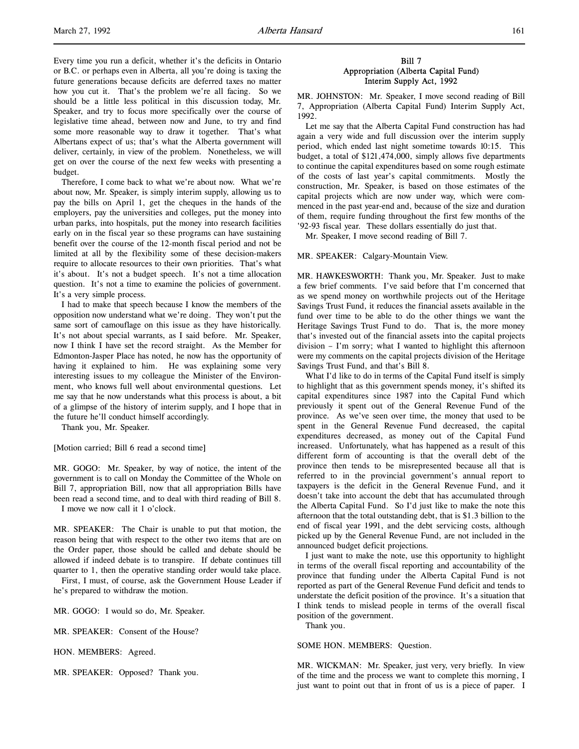Every time you run a deficit, whether it's the deficits in Ontario or B.C. or perhaps even in Alberta, all you're doing is taxing the future generations because deficits are deferred taxes no matter how you cut it. That's the problem we're all facing. So we should be a little less political in this discussion today, Mr. Speaker, and try to focus more specifically over the course of legislative time ahead, between now and June, to try and find some more reasonable way to draw it together. That's what Albertans expect of us; that's what the Alberta government will deliver, certainly, in view of the problem. Nonetheless, we will get on over the course of the next few weeks with presenting a budget.

Therefore, I come back to what we're about now. What we're about now, Mr. Speaker, is simply interim supply, allowing us to pay the bills on April 1, get the cheques in the hands of the employers, pay the universities and colleges, put the money into urban parks, into hospitals, put the money into research facilities early on in the fiscal year so these programs can have sustaining benefit over the course of the 12-month fiscal period and not be limited at all by the flexibility some of these decision-makers require to allocate resources to their own priorities. That's what it's about. It's not a budget speech. It's not a time allocation question. It's not a time to examine the policies of government. It's a very simple process.

I had to make that speech because I know the members of the opposition now understand what we're doing. They won't put the same sort of camouflage on this issue as they have historically. It's not about special warrants, as I said before. Mr. Speaker, now I think I have set the record straight. As the Member for Edmonton-Jasper Place has noted, he now has the opportunity of having it explained to him. He was explaining some very interesting issues to my colleague the Minister of the Environment, who knows full well about environmental questions. Let me say that he now understands what this process is about, a bit of a glimpse of the history of interim supply, and I hope that in the future he'll conduct himself accordingly.

Thank you, Mr. Speaker.

[Motion carried; Bill 6 read a second time]

MR. GOGO: Mr. Speaker, by way of notice, the intent of the government is to call on Monday the Committee of the Whole on Bill 7, appropriation Bill, now that all appropriation Bills have been read a second time, and to deal with third reading of Bill 8.

I move we now call it 1 o'clock.

MR. SPEAKER: The Chair is unable to put that motion, the reason being that with respect to the other two items that are on the Order paper, those should be called and debate should be allowed if indeed debate is to transpire. If debate continues till quarter to 1, then the operative standing order would take place.

First, I must, of course, ask the Government House Leader if he's prepared to withdraw the motion.

MR. GOGO: I would so do, Mr. Speaker.

MR. SPEAKER: Consent of the House?

HON. MEMBERS: Agreed.

MR. SPEAKER: Opposed? Thank you.

## Bill 7
## Appropriation (Alberta Capital Fund) Interim Supply Act, 1992

MR. JOHNSTON: Mr. Speaker, I move second reading of Bill 7, Appropriation (Alberta Capital Fund) Interim Supply Act, 1992.

Let me say that the Alberta Capital Fund construction has had again a very wide and full discussion over the interim supply period, which ended last night sometime towards 10:15. This budget, a total of $121,474,000, simply allows five departments to continue the capital expenditures based on some rough estimate of the costs of last year's capital commitments. Mostly the construction, Mr. Speaker, is based on those estimates of the capital projects which are now under way, which were commenced in the past year-end and, because of the size and duration of them, require funding throughout the first few months of the '92-93 fiscal year. These dollars essentially do just that.

Mr. Speaker, I move second reading of Bill 7.

MR. SPEAKER: Calgary-Mountain View.

MR. HAWKESWORTH: Thank you, Mr. Speaker. Just to make a few brief comments. I've said before that I'm concerned that as we spend money on worthwhile projects out of the Heritage Savings Trust Fund, it reduces the financial assets available in the fund over time to be able to do the other things we want the Heritage Savings Trust Fund to do. That is, the more money that's invested out of the financial assets into the capital projects division – I'm sorry; what I wanted to highlight this afternoon were my comments on the capital projects division of the Heritage Savings Trust Fund, and that's Bill 8.

What I'd like to do in terms of the Capital Fund itself is simply to highlight that as this government spends money, it's shifted its capital expenditures since 1987 into the Capital Fund which previously it spent out of the General Revenue Fund of the province. As we've seen over time, the money that used to be spent in the General Revenue Fund decreased, the capital expenditures decreased, as money out of the Capital Fund increased. Unfortunately, what has happened as a result of this different form of accounting is that the overall debt of the province then tends to be misrepresented because all that is referred to in the provincial government's annual report to taxpayers is the deficit in the General Revenue Fund, and it doesn't take into account the debt that has accumulated through the Alberta Capital Fund. So I'd just like to make the note this afternoon that the total outstanding debt, that is $1.3 billion to the end of fiscal year 1991, and the debt servicing costs, although picked up by the General Revenue Fund, are not included in the announced budget deficit projections.

I just want to make the note, use this opportunity to highlight in terms of the overall fiscal reporting and accountability of the province that funding under the Alberta Capital Fund is not reported as part of the General Revenue Fund deficit and tends to understate the deficit position of the province. It's a situation that I think tends to mislead people in terms of the overall fiscal position of the government.

Thank you.

SOME HON. MEMBERS: Question.

MR. WICKMAN: Mr. Speaker, just very, very briefly. In view of the time and the process we want to complete this morning, I just want to point out that in front of us is a piece of paper. I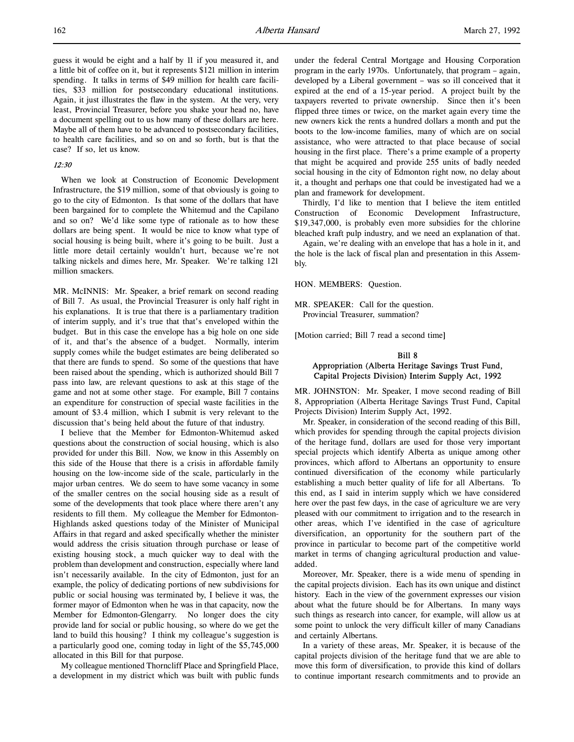guess it would be eight and a half by 11 if you measured it, and a little bit of coffee on it, but it represents $121 million in interim spending. It talks in terms of $49 million for health care facilities, $33 million for postsecondary educational institutions. Again, it just illustrates the flaw in the system. At the very, very least, Provincial Treasurer, before you shake your head no, have a document spelling out to us how many of these dollars are here. Maybe all of them have to be advanced to postsecondary facilities, to health care facilities, and so on and so forth, but is that the case? If so, let us know.

*12:30*

When we look at Construction of Economic Development Infrastructure, the $19 million, some of that obviously is going to go to the city of Edmonton. Is that some of the dollars that have been bargained for to complete the Whitemud and the Capilano and so on? We'd like some type of rationale as to how these dollars are being spent. It would be nice to know what type of social housing is being built, where it's going to be built. Just a little more detail certainly wouldn't hurt, because we're not talking nickels and dimes here, Mr. Speaker. We're talking 121 million smackers.

MR. McINNIS: Mr. Speaker, a brief remark on second reading of Bill 7. As usual, the Provincial Treasurer is only half right in his explanations. It is true that there is a parliamentary tradition of interim supply, and it's true that that's enveloped within the budget. But in this case the envelope has a big hole on one side of it, and that's the absence of a budget. Normally, interim supply comes while the budget estimates are being deliberated so that there are funds to spend. So some of the questions that have been raised about the spending, which is authorized should Bill 7 pass into law, are relevant questions to ask at this stage of the game and not at some other stage. For example, Bill 7 contains an expenditure for construction of special waste facilities in the amount of $3.4 million, which I submit is very relevant to the discussion that's being held about the future of that industry.

I believe that the Member for Edmonton-Whitemud asked questions about the construction of social housing, which is also provided for under this Bill. Now, we know in this Assembly on this side of the House that there is a crisis in affordable family housing on the low-income side of the scale, particularly in the major urban centres. We do seem to have some vacancy in some of the smaller centres on the social housing side as a result of some of the developments that took place where there aren't any residents to fill them. My colleague the Member for Edmonton-Highlands asked questions today of the Minister of Municipal Affairs in that regard and asked specifically whether the minister would address the crisis situation through purchase or lease of existing housing stock, a much quicker way to deal with the problem than development and construction, especially where land isn't necessarily available. In the city of Edmonton, just for an example, the policy of dedicating portions of new subdivisions for public or social housing was terminated by, I believe it was, the former mayor of Edmonton when he was in that capacity, now the Member for Edmonton-Glengarry. No longer does the city provide land for social or public housing, so where do we get the land to build this housing? I think my colleague's suggestion is a particularly good one, coming today in light of the $5,745,000 allocated in this Bill for that purpose.

My colleague mentioned Thorncliff Place and Springfield Place, a development in my district which was built with public funds under the federal Central Mortgage and Housing Corporation program in the early 1970s. Unfortunately, that program – again, developed by a Liberal government – was so ill conceived that it expired at the end of a 15-year period. A project built by the taxpayers reverted to private ownership. Since then it's been flipped three times or twice, on the market again every time the new owners kick the rents a hundred dollars a month and put the boots to the low-income families, many of which are on social assistance, who were attracted to that place because of social housing in the first place. There's a prime example of a property that might be acquired and provide 255 units of badly needed social housing in the city of Edmonton right now, no delay about it, a thought and perhaps one that could be investigated had we a plan and framework for development.

Thirdly, I'd like to mention that I believe the item entitled Construction of Economic Development Infrastructure, $19,347,000, is probably even more subsidies for the chlorine bleached kraft pulp industry, and we need an explanation of that.

Again, we're dealing with an envelope that has a hole in it, and the hole is the lack of fiscal plan and presentation in this Assembly.

HON. MEMBERS: Question.

MR. SPEAKER: Call for the question.
Provincial Treasurer, summation?

[Motion carried; Bill 7 read a second time]

### Bill 8
### Appropriation (Alberta Heritage Savings Trust Fund, Capital Projects Division) Interim Supply Act, 1992

MR. JOHNSTON: Mr. Speaker, I move second reading of Bill 8, Appropriation (Alberta Heritage Savings Trust Fund, Capital Projects Division) Interim Supply Act, 1992.

Mr. Speaker, in consideration of the second reading of this Bill, which provides for spending through the capital projects division of the heritage fund, dollars are used for those very important special projects which identify Alberta as unique among other provinces, which afford to Albertans an opportunity to ensure continued diversification of the economy while particularly establishing a much better quality of life for all Albertans. To this end, as I said in interim supply which we have considered here over the past few days, in the case of agriculture we are very pleased with our commitment to irrigation and to the research in other areas, which I've identified in the case of agriculture diversification, an opportunity for the southern part of the province in particular to become part of the competitive world market in terms of changing agricultural production and value-added.

Moreover, Mr. Speaker, there is a wide menu of spending in the capital projects division. Each has its own unique and distinct history. Each in the view of the government expresses our vision about what the future should be for Albertans. In many ways such things as research into cancer, for example, will allow us at some point to unlock the very difficult killer of many Canadians and certainly Albertans.

In a variety of these areas, Mr. Speaker, it is because of the capital projects division of the heritage fund that we are able to move this form of diversification, to provide this kind of dollars to continue important research commitments and to provide an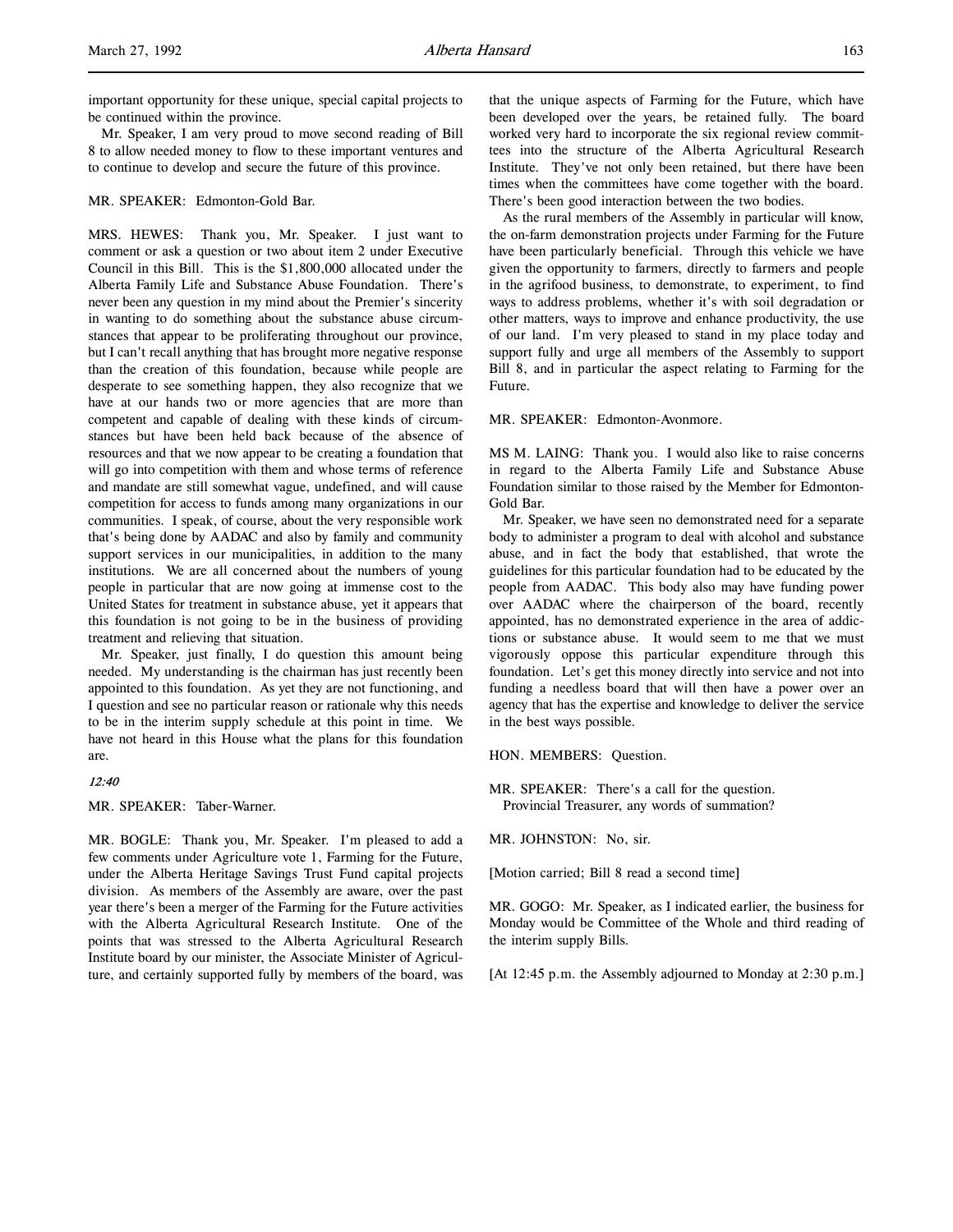important opportunity for these unique, special capital projects to be continued within the province.

Mr. Speaker, I am very proud to move second reading of Bill 8 to allow needed money to flow to these important ventures and to continue to develop and secure the future of this province.

MR. SPEAKER: Edmonton-Gold Bar.

MRS. HEWES: Thank you, Mr. Speaker. I just want to comment or ask a question or two about item 2 under Executive Council in this Bill. This is the $1,800,000 allocated under the Alberta Family Life and Substance Abuse Foundation. There's never been any question in my mind about the Premier's sincerity in wanting to do something about the substance abuse circumstances that appear to be proliferating throughout our province, but I can't recall anything that has brought more negative response than the creation of this foundation, because while people are desperate to see something happen, they also recognize that we have at our hands two or more agencies that are more than competent and capable of dealing with these kinds of circumstances but have been held back because of the absence of resources and that we now appear to be creating a foundation that will go into competition with them and whose terms of reference and mandate are still somewhat vague, undefined, and will cause competition for access to funds among many organizations in our communities. I speak, of course, about the very responsible work that's being done by AADAC and also by family and community support services in our municipalities, in addition to the many institutions. We are all concerned about the numbers of young people in particular that are now going at immense cost to the United States for treatment in substance abuse, yet it appears that this foundation is not going to be in the business of providing treatment and relieving that situation.

Mr. Speaker, just finally, I do question this amount being needed. My understanding is the chairman has just recently been appointed to this foundation. As yet they are not functioning, and I question and see no particular reason or rationale why this needs to be in the interim supply schedule at this point in time. We have not heard in this House what the plans for this foundation are.

*12:40*

MR. SPEAKER: Taber-Warner.

MR. BOGLE: Thank you, Mr. Speaker. I'm pleased to add a few comments under Agriculture vote 1, Farming for the Future, under the Alberta Heritage Savings Trust Fund capital projects division. As members of the Assembly are aware, over the past year there's been a merger of the Farming for the Future activities with the Alberta Agricultural Research Institute. One of the points that was stressed to the Alberta Agricultural Research Institute board by our minister, the Associate Minister of Agriculture, and certainly supported fully by members of the board, was that the unique aspects of Farming for the Future, which have been developed over the years, be retained fully. The board worked very hard to incorporate the six regional review committees into the structure of the Alberta Agricultural Research Institute. They've not only been retained, but there have been times when the committees have come together with the board. There's been good interaction between the two bodies.

As the rural members of the Assembly in particular will know, the on-farm demonstration projects under Farming for the Future have been particularly beneficial. Through this vehicle we have given the opportunity to farmers, directly to farmers and people in the agrifood business, to demonstrate, to experiment, to find ways to address problems, whether it's with soil degradation or other matters, ways to improve and enhance productivity, the use of our land. I'm very pleased to stand in my place today and support fully and urge all members of the Assembly to support Bill 8, and in particular the aspect relating to Farming for the Future.

MR. SPEAKER: Edmonton-Avonmore.

MS M. LAING: Thank you. I would also like to raise concerns in regard to the Alberta Family Life and Substance Abuse Foundation similar to those raised by the Member for Edmonton-Gold Bar.

Mr. Speaker, we have seen no demonstrated need for a separate body to administer a program to deal with alcohol and substance abuse, and in fact the body that established, that wrote the guidelines for this particular foundation had to be educated by the people from AADAC. This body also may have funding power over AADAC where the chairperson of the board, recently appointed, has no demonstrated experience in the area of addictions or substance abuse. It would seem to me that we must vigorously oppose this particular expenditure through this foundation. Let's get this money directly into service and not into funding a needless board that will then have a power over an agency that has the expertise and knowledge to deliver the service in the best ways possible.

HON. MEMBERS: Question.

MR. SPEAKER: There's a call for the question. Provincial Treasurer, any words of summation?

MR. JOHNSTON: No, sir.

[Motion carried; Bill 8 read a second time]

MR. GOGO: Mr. Speaker, as I indicated earlier, the business for Monday would be Committee of the Whole and third reading of the interim supply Bills.

[At 12:45 p.m. the Assembly adjourned to Monday at 2:30 p.m.]